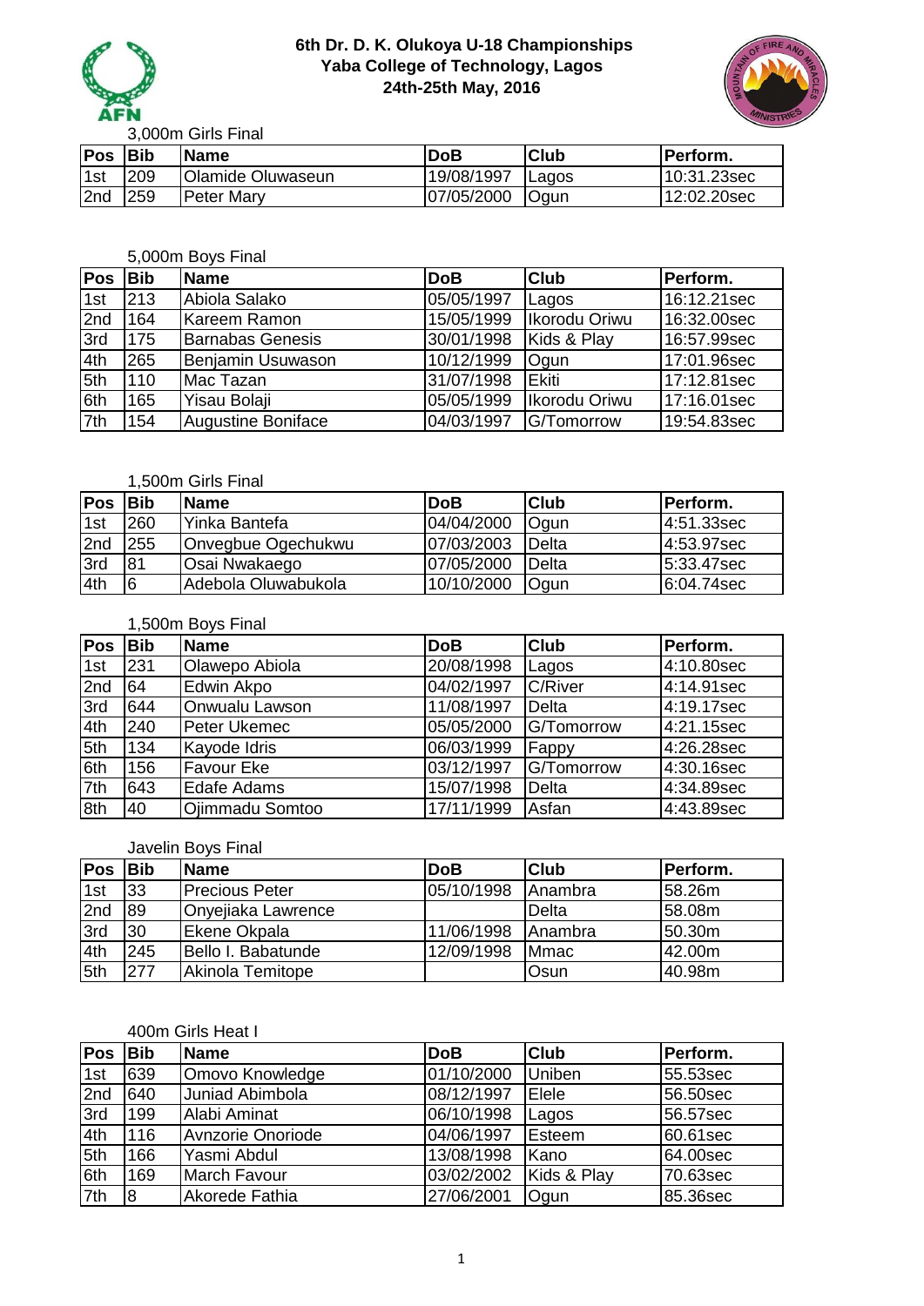# 6th Dr. D. K. Olukoya U-18 Championships
## Yaba College of Technology, Lagos
## 24th-25th May, 2016

### 3,000m Girls Final

| Pos | Bib | Name | DoB | Club | Perform. |
|---|---|---|---|---|---|
| 1st | 209 | Olamide Oluwaseun | 19/08/1997 | Lagos | 10:31.23sec |
| 2nd | 259 | Peter Mary | 07/05/2000 | Ogun | 12:02.20sec |

### 5,000m Boys Final

| Pos | Bib | Name | DoB | Club | Perform. |
|---|---|---|---|---|---|
| 1st | 213 | Abiola Salako | 05/05/1997 | Lagos | 16:12.21sec |
| 2nd | 164 | Kareem Ramon | 15/05/1999 | Ikorodu Oriwu | 16:32.00sec |
| 3rd | 175 | Barnabas Genesis | 30/01/1998 | Kids & Play | 16:57.99sec |
| 4th | 265 | Benjamin Usuwason | 10/12/1999 | Ogun | 17:01.96sec |
| 5th | 110 | Mac Tazan | 31/07/1998 | Ekiti | 17:12.81sec |
| 6th | 165 | Yisau Bolaji | 05/05/1999 | Ikorodu Oriwu | 17:16.01sec |
| 7th | 154 | Augustine Boniface | 04/03/1997 | G/Tomorrow | 19:54.83sec |

### 1,500m Girls Final

| Pos | Bib | Name | DoB | Club | Perform. |
|---|---|---|---|---|---|
| 1st | 260 | Yinka Bantefa | 04/04/2000 | Ogun | 4:51.33sec |
| 2nd | 255 | Onvegbue Ogechukwu | 07/03/2003 | Delta | 4:53.97sec |
| 3rd | 81 | Osai Nwakaego | 07/05/2000 | Delta | 5:33.47sec |
| 4th | 6 | Adebola Oluwabukola | 10/10/2000 | Ogun | 6:04.74sec |

### 1,500m Boys Final

| Pos | Bib | Name | DoB | Club | Perform. |
|---|---|---|---|---|---|
| 1st | 231 | Olawepo Abiola | 20/08/1998 | Lagos | 4:10.80sec |
| 2nd | 64 | Edwin Akpo | 04/02/1997 | C/River | 4:14.91sec |
| 3rd | 644 | Onwualu Lawson | 11/08/1997 | Delta | 4:19.17sec |
| 4th | 240 | Peter Ukemec | 05/05/2000 | G/Tomorrow | 4:21.15sec |
| 5th | 134 | Kayode Idris | 06/03/1999 | Fappy | 4:26.28sec |
| 6th | 156 | Favour Eke | 03/12/1997 | G/Tomorrow | 4:30.16sec |
| 7th | 643 | Edafe Adams | 15/07/1998 | Delta | 4:34.89sec |
| 8th | 40 | Ojimmadu Somtoo | 17/11/1999 | Asfan | 4:43.89sec |

### Javelin Boys Final

| Pos | Bib | Name | DoB | Club | Perform. |
|---|---|---|---|---|---|
| 1st | 33 | Precious Peter | 05/10/1998 | Anambra | 58.26m |
| 2nd | 89 | Onyejiaka Lawrence | | Delta | 58.08m |
| 3rd | 30 | Ekene Okpala | 11/06/1998 | Anambra | 50.30m |
| 4th | 245 | Bello I. Babatunde | 12/09/1998 | Mmac | 42.00m |
| 5th | 277 | Akinola Temitope | | Osun | 40.98m |

### 400m Girls Heat I

| Pos | Bib | Name | DoB | Club | Perform. |
|---|---|---|---|---|---|
| 1st | 639 | Omovo Knowledge | 01/10/2000 | Uniben | 55.53sec |
| 2nd | 640 | Juniad Abimbola | 08/12/1997 | Elele | 56.50sec |
| 3rd | 199 | Alabi Aminat | 06/10/1998 | Lagos | 56.57sec |
| 4th | 116 | Avnzorie Onoriode | 04/06/1997 | Esteem | 60.61sec |
| 5th | 166 | Yasmi Abdul | 13/08/1998 | Kano | 64.00sec |
| 6th | 169 | March Favour | 03/02/2002 | Kids & Play | 70.63sec |
| 7th | 8 | Akorede Fathia | 27/06/2001 | Ogun | 85.36sec |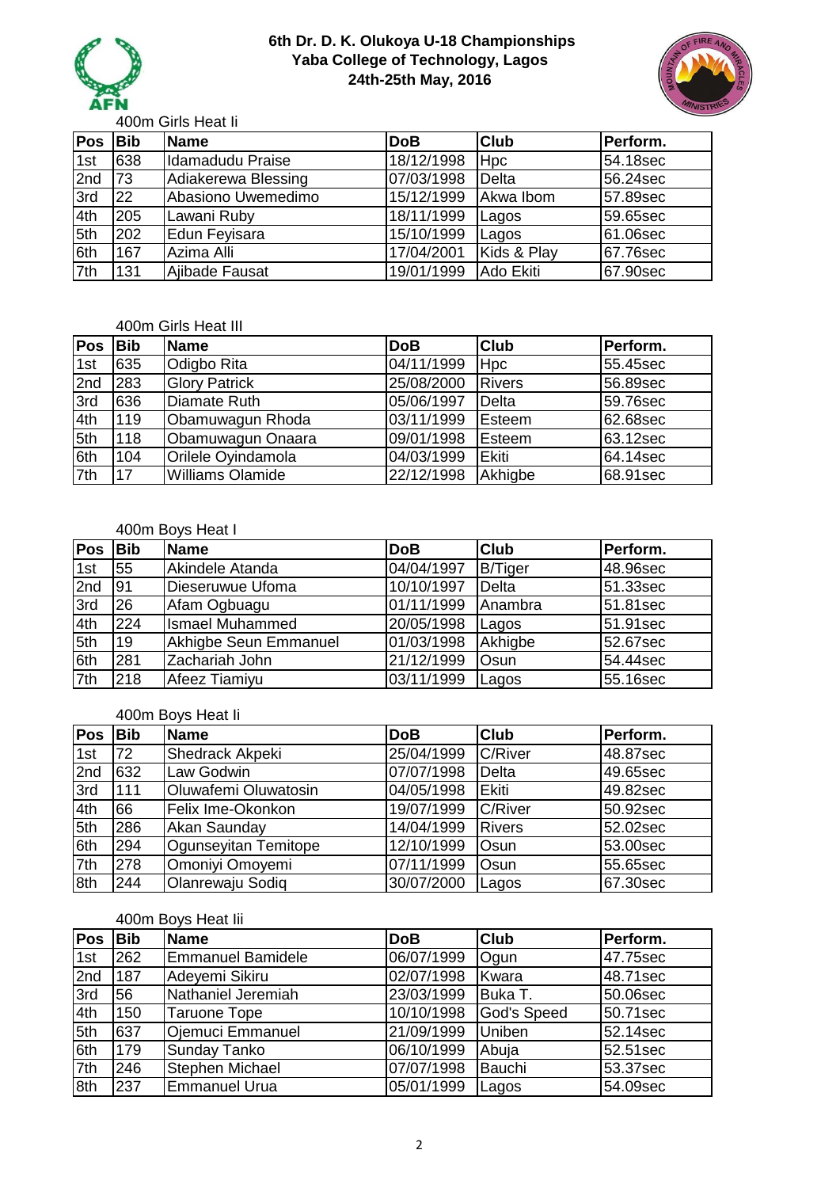# 6th Dr. D. K. Olukoya U-18 Championships
## Yaba College of Technology, Lagos
### 24th-25th May, 2016

400m Girls Heat Ii

| Pos | Bib | Name | DoB | Club | Perform. |
|---|---|---|---|---|---|
| 1st | 638 | Idamadudu Praise | 18/12/1998 | Hpc | 54.18sec |
| 2nd | 73 | Adiakerewa Blessing | 07/03/1998 | Delta | 56.24sec |
| 3rd | 22 | Abasiono Uwemedimo | 15/12/1999 | Akwa Ibom | 57.89sec |
| 4th | 205 | Lawani Ruby | 18/11/1999 | Lagos | 59.65sec |
| 5th | 202 | Edun Feyisara | 15/10/1999 | Lagos | 61.06sec |
| 6th | 167 | Azima Alli | 17/04/2001 | Kids & Play | 67.76sec |
| 7th | 131 | Ajibade Fausat | 19/01/1999 | Ado Ekiti | 67.90sec |

400m Girls Heat III

| Pos | Bib | Name | DoB | Club | Perform. |
|---|---|---|---|---|---|
| 1st | 635 | Odigbo Rita | 04/11/1999 | Hpc | 55.45sec |
| 2nd | 283 | Glory Patrick | 25/08/2000 | Rivers | 56.89sec |
| 3rd | 636 | Diamate Ruth | 05/06/1997 | Delta | 59.76sec |
| 4th | 119 | Obamuwagun Rhoda | 03/11/1999 | Esteem | 62.68sec |
| 5th | 118 | Obamuwagun Onaara | 09/01/1998 | Esteem | 63.12sec |
| 6th | 104 | Orilele Oyindamola | 04/03/1999 | Ekiti | 64.14sec |
| 7th | 17 | Williams Olamide | 22/12/1998 | Akhigbe | 68.91sec |

400m Boys Heat I

| Pos | Bib | Name | DoB | Club | Perform. |
|---|---|---|---|---|---|
| 1st | 55 | Akindele Atanda | 04/04/1997 | B/Tiger | 48.96sec |
| 2nd | 91 | Dieseruwue Ufoma | 10/10/1997 | Delta | 51.33sec |
| 3rd | 26 | Afam Ogbuagu | 01/11/1999 | Anambra | 51.81sec |
| 4th | 224 | Ismael Muhammed | 20/05/1998 | Lagos | 51.91sec |
| 5th | 19 | Akhigbe Seun Emmanuel | 01/03/1998 | Akhigbe | 52.67sec |
| 6th | 281 | Zachariah John | 21/12/1999 | Osun | 54.44sec |
| 7th | 218 | Afeez Tiamiyu | 03/11/1999 | Lagos | 55.16sec |

400m Boys Heat Ii

| Pos | Bib | Name | DoB | Club | Perform. |
|---|---|---|---|---|---|
| 1st | 72 | Shedrack Akpeki | 25/04/1999 | C/River | 48.87sec |
| 2nd | 632 | Law Godwin | 07/07/1998 | Delta | 49.65sec |
| 3rd | 111 | Oluwafemi Oluwatosin | 04/05/1998 | Ekiti | 49.82sec |
| 4th | 66 | Felix Ime-Okonkon | 19/07/1999 | C/River | 50.92sec |
| 5th | 286 | Akan Saunday | 14/04/1999 | Rivers | 52.02sec |
| 6th | 294 | Ogunseyitan Temitope | 12/10/1999 | Osun | 53.00sec |
| 7th | 278 | Omoniyi Omoyemi | 07/11/1999 | Osun | 55.65sec |
| 8th | 244 | Olanrewaju Sodiq | 30/07/2000 | Lagos | 67.30sec |

400m Boys Heat Iii

| Pos | Bib | Name | DoB | Club | Perform. |
|---|---|---|---|---|---|
| 1st | 262 | Emmanuel Bamidele | 06/07/1999 | Ogun | 47.75sec |
| 2nd | 187 | Adeyemi Sikiru | 02/07/1998 | Kwara | 48.71sec |
| 3rd | 56 | Nathaniel Jeremiah | 23/03/1999 | Buka T. | 50.06sec |
| 4th | 150 | Taruone Tope | 10/10/1998 | God's Speed | 50.71sec |
| 5th | 637 | Ojemuci Emmanuel | 21/09/1999 | Uniben | 52.14sec |
| 6th | 179 | Sunday Tanko | 06/10/1999 | Abuja | 52.51sec |
| 7th | 246 | Stephen Michael | 07/07/1998 | Bauchi | 53.37sec |
| 8th | 237 | Emmanuel Urua | 05/01/1999 | Lagos | 54.09sec |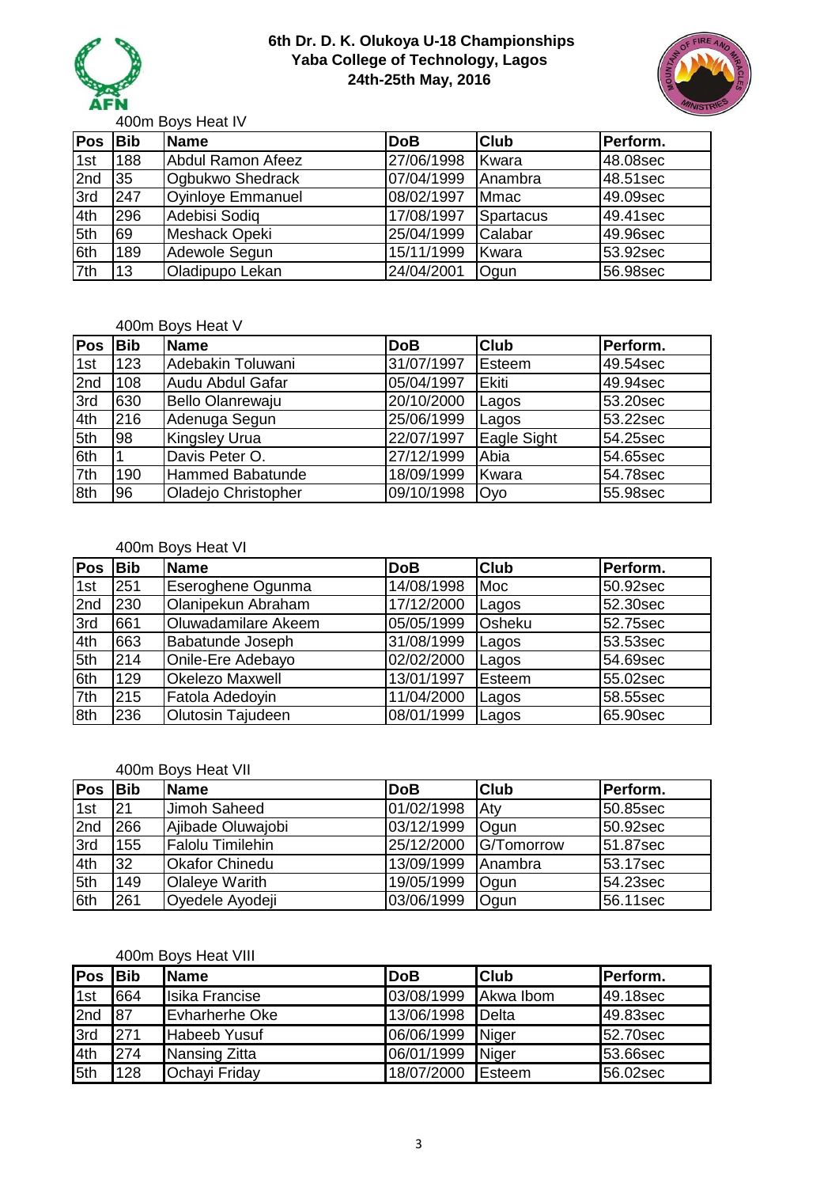**6th Dr. D. K. Olukoya U-18 Championships**
**Yaba College of Technology, Lagos**
**24th-25th May, 2016**

400m Boys Heat IV

| Pos | Bib | Name | DoB | Club | Perform. |
|---|---|---|---|---|---|
| 1st | 188 | Abdul Ramon Afeez | 27/06/1998 | Kwara | 48.08sec |
| 2nd | 35 | Ogbukwo Shedrack | 07/04/1999 | Anambra | 48.51sec |
| 3rd | 247 | Oyinloye Emmanuel | 08/02/1997 | Mmac | 49.09sec |
| 4th | 296 | Adebisi Sodiq | 17/08/1997 | Spartacus | 49.41sec |
| 5th | 69 | Meshack Opeki | 25/04/1999 | Calabar | 49.96sec |
| 6th | 189 | Adewole Segun | 15/11/1999 | Kwara | 53.92sec |
| 7th | 13 | Oladipupo Lekan | 24/04/2001 | Ogun | 56.98sec |

400m Boys Heat V

| Pos | Bib | Name | DoB | Club | Perform. |
|---|---|---|---|---|---|
| 1st | 123 | Adebakin Toluwani | 31/07/1997 | Esteem | 49.54sec |
| 2nd | 108 | Audu Abdul Gafar | 05/04/1997 | Ekiti | 49.94sec |
| 3rd | 630 | Bello Olanrewaju | 20/10/2000 | Lagos | 53.20sec |
| 4th | 216 | Adenuga Segun | 25/06/1999 | Lagos | 53.22sec |
| 5th | 98 | Kingsley Urua | 22/07/1997 | Eagle Sight | 54.25sec |
| 6th | 1 | Davis Peter O. | 27/12/1999 | Abia | 54.65sec |
| 7th | 190 | Hammed Babatunde | 18/09/1999 | Kwara | 54.78sec |
| 8th | 96 | Oladejo Christopher | 09/10/1998 | Oyo | 55.98sec |

400m Boys Heat VI

| Pos | Bib | Name | DoB | Club | Perform. |
|---|---|---|---|---|---|
| 1st | 251 | Eseroghene Ogunma | 14/08/1998 | Moc | 50.92sec |
| 2nd | 230 | Olanipekun Abraham | 17/12/2000 | Lagos | 52.30sec |
| 3rd | 661 | Oluwadamilare Akeem | 05/05/1999 | Osheku | 52.75sec |
| 4th | 663 | Babatunde Joseph | 31/08/1999 | Lagos | 53.53sec |
| 5th | 214 | Onile-Ere Adebayo | 02/02/2000 | Lagos | 54.69sec |
| 6th | 129 | Okelezo Maxwell | 13/01/1997 | Esteem | 55.02sec |
| 7th | 215 | Fatola Adedoyin | 11/04/2000 | Lagos | 58.55sec |
| 8th | 236 | Olutosin Tajudeen | 08/01/1999 | Lagos | 65.90sec |

400m Boys Heat VII

| Pos | Bib | Name | DoB | Club | Perform. |
|---|---|---|---|---|---|
| 1st | 21 | Jimoh Saheed | 01/02/1998 | Aty | 50.85sec |
| 2nd | 266 | Ajibade Oluwajobi | 03/12/1999 | Ogun | 50.92sec |
| 3rd | 155 | Falolu Timilehin | 25/12/2000 | G/Tomorrow | 51.87sec |
| 4th | 32 | Okafor Chinedu | 13/09/1999 | Anambra | 53.17sec |
| 5th | 149 | Olaleye Warith | 19/05/1999 | Ogun | 54.23sec |
| 6th | 261 | Oyedele Ayodeji | 03/06/1999 | Ogun | 56.11sec |

400m Boys Heat VIII

| Pos | Bib | Name | DoB | Club | Perform. |
|---|---|---|---|---|---|
| 1st | 664 | Isika Francise | 03/08/1999 | Akwa Ibom | 49.18sec |
| 2nd | 87 | Evharherhe Oke | 13/06/1998 | Delta | 49.83sec |
| 3rd | 271 | Habeeb Yusuf | 06/06/1999 | Niger | 52.70sec |
| 4th | 274 | Nansing Zitta | 06/01/1999 | Niger | 53.66sec |
| 5th | 128 | Ochayi Friday | 18/07/2000 | Esteem | 56.02sec |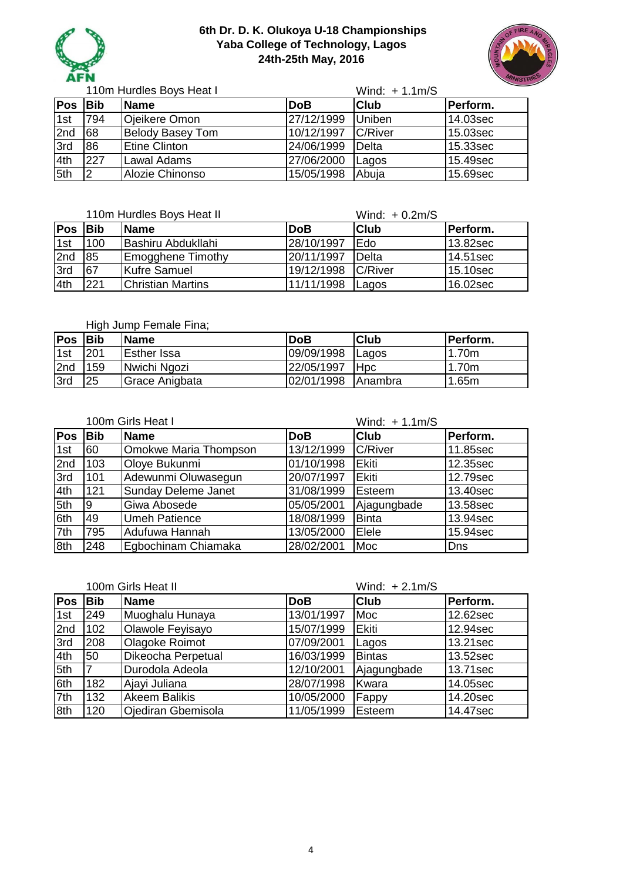# 6th Dr. D. K. Olukoya U-18 Championships
## Yaba College of Technology, Lagos
## 24th-25th May, 2016

110m Hurdles Boys Heat I — Wind: + 1.1m/S

| Pos | Bib | Name | DoB | Club | Perform. |
|---|---|---|---|---|---|
| 1st | 794 | Ojeikere Omon | 27/12/1999 | Uniben | 14.03sec |
| 2nd | 68 | Belody Basey Tom | 10/12/1997 | C/River | 15.03sec |
| 3rd | 86 | Etine Clinton | 24/06/1999 | Delta | 15.33sec |
| 4th | 227 | Lawal Adams | 27/06/2000 | Lagos | 15.49sec |
| 5th | 2 | Alozie Chinonso | 15/05/1998 | Abuja | 15.69sec |

110m Hurdles Boys Heat II — Wind: + 0.2m/S

| Pos | Bib | Name | DoB | Club | Perform. |
|---|---|---|---|---|---|
| 1st | 100 | Bashiru Abdukllahi | 28/10/1997 | Edo | 13.82sec |
| 2nd | 85 | Emogghene Timothy | 20/11/1997 | Delta | 14.51sec |
| 3rd | 67 | Kufre Samuel | 19/12/1998 | C/River | 15.10sec |
| 4th | 221 | Christian Martins | 11/11/1998 | Lagos | 16.02sec |

High Jump Female Fina;

| Pos | Bib | Name | DoB | Club | Perform. |
|---|---|---|---|---|---|
| 1st | 201 | Esther Issa | 09/09/1998 | Lagos | 1.70m |
| 2nd | 159 | Nwichi Ngozi | 22/05/1997 | Hpc | 1.70m |
| 3rd | 25 | Grace Anigbata | 02/01/1998 | Anambra | 1.65m |

100m Girls Heat I — Wind: + 1.1m/S

| Pos | Bib | Name | DoB | Club | Perform. |
|---|---|---|---|---|---|
| 1st | 60 | Omokwe Maria Thompson | 13/12/1999 | C/River | 11.85sec |
| 2nd | 103 | Oloye Bukunmi | 01/10/1998 | Ekiti | 12.35sec |
| 3rd | 101 | Adewunmi Oluwasegun | 20/07/1997 | Ekiti | 12.79sec |
| 4th | 121 | Sunday Deleme Janet | 31/08/1999 | Esteem | 13.40sec |
| 5th | 9 | Giwa Abosede | 05/05/2001 | Ajagungbade | 13.58sec |
| 6th | 49 | Umeh Patience | 18/08/1999 | Binta | 13.94sec |
| 7th | 795 | Adufuwa Hannah | 13/05/2000 | Elele | 15.94sec |
| 8th | 248 | Egbochinam Chiamaka | 28/02/2001 | Moc | Dns |

100m Girls Heat II — Wind: + 2.1m/S

| Pos | Bib | Name | DoB | Club | Perform. |
|---|---|---|---|---|---|
| 1st | 249 | Muoghalu Hunaya | 13/01/1997 | Moc | 12.62sec |
| 2nd | 102 | Olawole Feyisayo | 15/07/1999 | Ekiti | 12.94sec |
| 3rd | 208 | Olagoke Roimot | 07/09/2001 | Lagos | 13.21sec |
| 4th | 50 | Dikeocha Perpetual | 16/03/1999 | Bintas | 13.52sec |
| 5th | 7 | Durodola Adeola | 12/10/2001 | Ajagungbade | 13.71sec |
| 6th | 182 | Ajayi Juliana | 28/07/1998 | Kwara | 14.05sec |
| 7th | 132 | Akeem Balikis | 10/05/2000 | Fappy | 14.20sec |
| 8th | 120 | Ojediran Gbemisola | 11/05/1999 | Esteem | 14.47sec |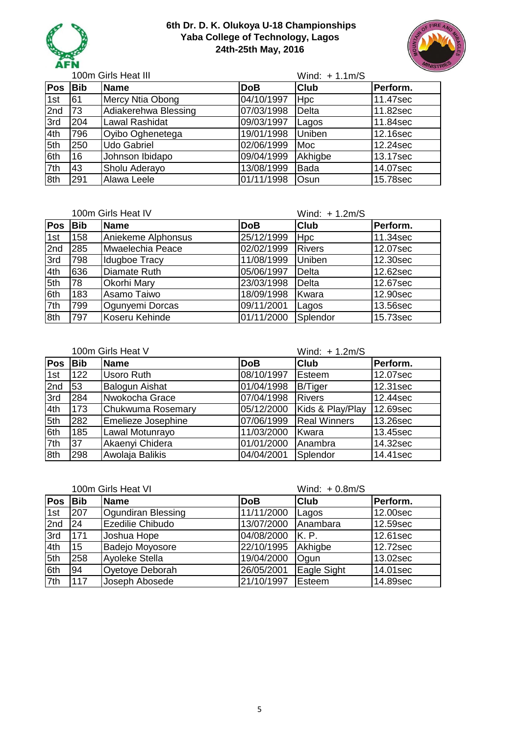# 6th Dr. D. K. Olukoya U-18 Championships
## Yaba College of Technology, Lagos
## 24th-25th May, 2016

100m Girls Heat III — Wind: + 1.1m/S

| Pos | Bib | Name | DoB | Club | Perform. |
|---|---|---|---|---|---|
| 1st | 61 | Mercy Ntia Obong | 04/10/1997 | Hpc | 11.47sec |
| 2nd | 73 | Adiakerehwa Blessing | 07/03/1998 | Delta | 11.82sec |
| 3rd | 204 | Lawal Rashidat | 09/03/1997 | Lagos | 11.84sec |
| 4th | 796 | Oyibo Oghenetega | 19/01/1998 | Uniben | 12.16sec |
| 5th | 250 | Udo Gabriel | 02/06/1999 | Moc | 12.24sec |
| 6th | 16 | Johnson Ibidapo | 09/04/1999 | Akhigbe | 13.17sec |
| 7th | 43 | Sholu Aderayo | 13/08/1999 | Bada | 14.07sec |
| 8th | 291 | Alawa Leele | 01/11/1998 | Osun | 15.78sec |

100m Girls Heat IV — Wind: + 1.2m/S

| Pos | Bib | Name | DoB | Club | Perform. |
|---|---|---|---|---|---|
| 1st | 158 | Aniekeme Alphonsus | 25/12/1999 | Hpc | 11.34sec |
| 2nd | 285 | Mwaelechia Peace | 02/02/1999 | Rivers | 12.07sec |
| 3rd | 798 | Idugboe Tracy | 11/08/1999 | Uniben | 12.30sec |
| 4th | 636 | Diamate Ruth | 05/06/1997 | Delta | 12.62sec |
| 5th | 78 | Okorhi Mary | 23/03/1998 | Delta | 12.67sec |
| 6th | 183 | Asamo Taiwo | 18/09/1998 | Kwara | 12.90sec |
| 7th | 799 | Ogunyemi Dorcas | 09/11/2001 | Lagos | 13.56sec |
| 8th | 797 | Koseru Kehinde | 01/11/2000 | Splendor | 15.73sec |

100m Girls Heat V — Wind: + 1.2m/S

| Pos | Bib | Name | DoB | Club | Perform. |
|---|---|---|---|---|---|
| 1st | 122 | Usoro Ruth | 08/10/1997 | Esteem | 12.07sec |
| 2nd | 53 | Balogun Aishat | 01/04/1998 | B/Tiger | 12.31sec |
| 3rd | 284 | Nwokocha Grace | 07/04/1998 | Rivers | 12.44sec |
| 4th | 173 | Chukwuma Rosemary | 05/12/2000 | Kids & Play/Play | 12.69sec |
| 5th | 282 | Emelieze Josephine | 07/06/1999 | Real Winners | 13.26sec |
| 6th | 185 | Lawal Motunrayo | 11/03/2000 | Kwara | 13.45sec |
| 7th | 37 | Akaenyi Chidera | 01/01/2000 | Anambra | 14.32sec |
| 8th | 298 | Awolaja Balikis | 04/04/2001 | Splendor | 14.41sec |

100m Girls Heat VI — Wind: + 0.8m/S

| Pos | Bib | Name | DoB | Club | Perform. |
|---|---|---|---|---|---|
| 1st | 207 | Ogundiran Blessing | 11/11/2000 | Lagos | 12.00sec |
| 2nd | 24 | Ezedilie Chibudo | 13/07/2000 | Anambara | 12.59sec |
| 3rd | 171 | Joshua Hope | 04/08/2000 | K. P. | 12.61sec |
| 4th | 15 | Badejo Moyosore | 22/10/1995 | Akhigbe | 12.72sec |
| 5th | 258 | Ayoleke Stella | 19/04/2000 | Ogun | 13.02sec |
| 6th | 94 | Oyetoye Deborah | 26/05/2001 | Eagle Sight | 14.01sec |
| 7th | 117 | Joseph Abosede | 21/10/1997 | Esteem | 14.89sec |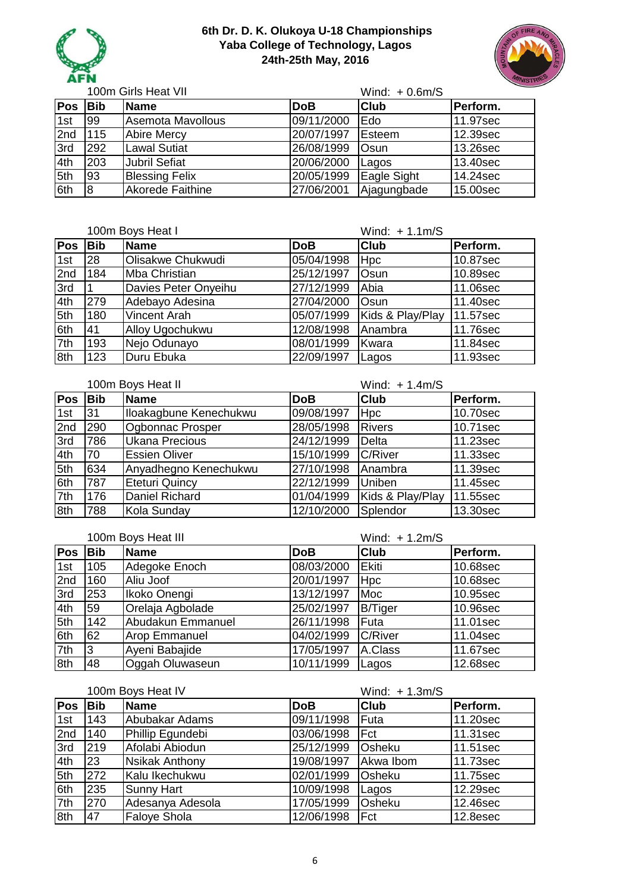**6th Dr. D. K. Olukoya U-18 Championships**
**Yaba College of Technology, Lagos**
**24th-25th May, 2016**

100m Girls Heat VII — Wind: + 0.6m/S

| Pos | Bib | Name | DoB | Club | Perform. |
|---|---|---|---|---|---|
| 1st | 99 | Asemota Mavollous | 09/11/2000 | Edo | 11.97sec |
| 2nd | 115 | Abire Mercy | 20/07/1997 | Esteem | 12.39sec |
| 3rd | 292 | Lawal Sutiat | 26/08/1999 | Osun | 13.26sec |
| 4th | 203 | Jubril Sefiat | 20/06/2000 | Lagos | 13.40sec |
| 5th | 93 | Blessing Felix | 20/05/1999 | Eagle Sight | 14.24sec |
| 6th | 8 | Akorede Faithine | 27/06/2001 | Ajagungbade | 15.00sec |

100m Boys Heat I — Wind: + 1.1m/S

| Pos | Bib | Name | DoB | Club | Perform. |
|---|---|---|---|---|---|
| 1st | 28 | Olisakwe Chukwudi | 05/04/1998 | Hpc | 10.87sec |
| 2nd | 184 | Mba Christian | 25/12/1997 | Osun | 10.89sec |
| 3rd | 1 | Davies Peter Onyeihu | 27/12/1999 | Abia | 11.06sec |
| 4th | 279 | Adebayo Adesina | 27/04/2000 | Osun | 11.40sec |
| 5th | 180 | Vincent Arah | 05/07/1999 | Kids & Play/Play | 11.57sec |
| 6th | 41 | Alloy Ugochukwu | 12/08/1998 | Anambra | 11.76sec |
| 7th | 193 | Nejo Odunayo | 08/01/1999 | Kwara | 11.84sec |
| 8th | 123 | Duru Ebuka | 22/09/1997 | Lagos | 11.93sec |

100m Boys Heat II — Wind: + 1.4m/S

| Pos | Bib | Name | DoB | Club | Perform. |
|---|---|---|---|---|---|
| 1st | 31 | Iloakagbune Kenechukwu | 09/08/1997 | Hpc | 10.70sec |
| 2nd | 290 | Ogbonnac Prosper | 28/05/1998 | Rivers | 10.71sec |
| 3rd | 786 | Ukana Precious | 24/12/1999 | Delta | 11.23sec |
| 4th | 70 | Essien Oliver | 15/10/1999 | C/River | 11.33sec |
| 5th | 634 | Anyadhegno Kenechukwu | 27/10/1998 | Anambra | 11.39sec |
| 6th | 787 | Eteturi Quincy | 22/12/1999 | Uniben | 11.45sec |
| 7th | 176 | Daniel Richard | 01/04/1999 | Kids & Play/Play | 11.55sec |
| 8th | 788 | Kola Sunday | 12/10/2000 | Splendor | 13.30sec |

100m Boys Heat III — Wind: + 1.2m/S

| Pos | Bib | Name | DoB | Club | Perform. |
|---|---|---|---|---|---|
| 1st | 105 | Adegoke Enoch | 08/03/2000 | Ekiti | 10.68sec |
| 2nd | 160 | Aliu Joof | 20/01/1997 | Hpc | 10.68sec |
| 3rd | 253 | Ikoko Onengi | 13/12/1997 | Moc | 10.95sec |
| 4th | 59 | Orelaja Agbolade | 25/02/1997 | B/Tiger | 10.96sec |
| 5th | 142 | Abudakun Emmanuel | 26/11/1998 | Futa | 11.01sec |
| 6th | 62 | Arop Emmanuel | 04/02/1999 | C/River | 11.04sec |
| 7th | 3 | Ayeni Babajide | 17/05/1997 | A.Class | 11.67sec |
| 8th | 48 | Oggah Oluwaseun | 10/11/1999 | Lagos | 12.68sec |

100m Boys Heat IV — Wind: + 1.3m/S

| Pos | Bib | Name | DoB | Club | Perform. |
|---|---|---|---|---|---|
| 1st | 143 | Abubakar Adams | 09/11/1998 | Futa | 11.20sec |
| 2nd | 140 | Phillip Egundebi | 03/06/1998 | Fct | 11.31sec |
| 3rd | 219 | Afolabi Abiodun | 25/12/1999 | Osheku | 11.51sec |
| 4th | 23 | Nsikak Anthony | 19/08/1997 | Akwa Ibom | 11.73sec |
| 5th | 272 | Kalu Ikechukwu | 02/01/1999 | Osheku | 11.75sec |
| 6th | 235 | Sunny Hart | 10/09/1998 | Lagos | 12.29sec |
| 7th | 270 | Adesanya Adesola | 17/05/1999 | Osheku | 12.46sec |
| 8th | 47 | Faloye Shola | 12/06/1998 | Fct | 12.8esec |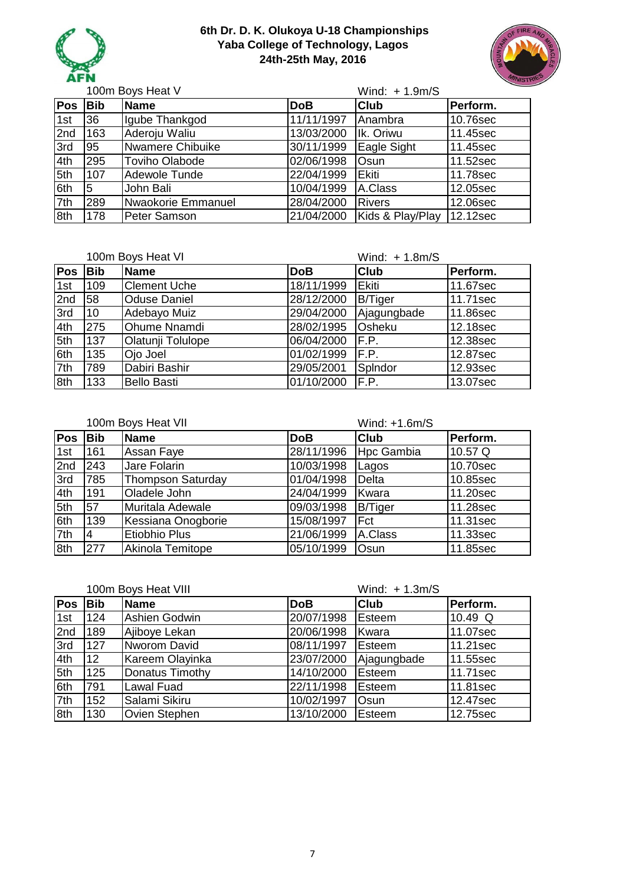# 6th Dr. D. K. Olukoya U-18 Championships
## Yaba College of Technology, Lagos
## 24th-25th May, 2016

100m Boys Heat V — Wind: + 1.9m/S

| Pos | Bib | Name | DoB | Club | Perform. |
|---|---|---|---|---|---|
| 1st | 36 | Igube Thankgod | 11/11/1997 | Anambra | 10.76sec |
| 2nd | 163 | Aderoju Waliu | 13/03/2000 | Ik. Oriwu | 11.45sec |
| 3rd | 95 | Nwamere Chibuike | 30/11/1999 | Eagle Sight | 11.45sec |
| 4th | 295 | Toviho Olabode | 02/06/1998 | Osun | 11.52sec |
| 5th | 107 | Adewole Tunde | 22/04/1999 | Ekiti | 11.78sec |
| 6th | 5 | John Bali | 10/04/1999 | A.Class | 12.05sec |
| 7th | 289 | Nwaokorie Emmanuel | 28/04/2000 | Rivers | 12.06sec |
| 8th | 178 | Peter Samson | 21/04/2000 | Kids & Play/Play | 12.12sec |

100m Boys Heat VI — Wind: + 1.8m/S

| Pos | Bib | Name | DoB | Club | Perform. |
|---|---|---|---|---|---|
| 1st | 109 | Clement Uche | 18/11/1999 | Ekiti | 11.67sec |
| 2nd | 58 | Oduse Daniel | 28/12/2000 | B/Tiger | 11.71sec |
| 3rd | 10 | Adebayo Muiz | 29/04/2000 | Ajagungbade | 11.86sec |
| 4th | 275 | Ohume Nnamdi | 28/02/1995 | Osheku | 12.18sec |
| 5th | 137 | Olatunji Tolulope | 06/04/2000 | F.P. | 12.38sec |
| 6th | 135 | Ojo Joel | 01/02/1999 | F.P. | 12.87sec |
| 7th | 789 | Dabiri Bashir | 29/05/2001 | Splndor | 12.93sec |
| 8th | 133 | Bello Basti | 01/10/2000 | F.P. | 13.07sec |

100m Boys Heat VII — Wind: +1.6m/S

| Pos | Bib | Name | DoB | Club | Perform. |
|---|---|---|---|---|---|
| 1st | 161 | Assan Faye | 28/11/1996 | Hpc Gambia | 10.57 Q |
| 2nd | 243 | Jare Folarin | 10/03/1998 | Lagos | 10.70sec |
| 3rd | 785 | Thompson Saturday | 01/04/1998 | Delta | 10.85sec |
| 4th | 191 | Oladele John | 24/04/1999 | Kwara | 11.20sec |
| 5th | 57 | Muritala Adewale | 09/03/1998 | B/Tiger | 11.28sec |
| 6th | 139 | Kessiana Onogborie | 15/08/1997 | Fct | 11.31sec |
| 7th | 4 | Etiobhio Plus | 21/06/1999 | A.Class | 11.33sec |
| 8th | 277 | Akinola Temitope | 05/10/1999 | Osun | 11.85sec |

100m Boys Heat VIII — Wind: + 1.3m/S

| Pos | Bib | Name | DoB | Club | Perform. |
|---|---|---|---|---|---|
| 1st | 124 | Ashien Godwin | 20/07/1998 | Esteem | 10.49 Q |
| 2nd | 189 | Ajiboye Lekan | 20/06/1998 | Kwara | 11.07sec |
| 3rd | 127 | Nworom David | 08/11/1997 | Esteem | 11.21sec |
| 4th | 12 | Kareem Olayinka | 23/07/2000 | Ajagungbade | 11.55sec |
| 5th | 125 | Donatus Timothy | 14/10/2000 | Esteem | 11.71sec |
| 6th | 791 | Lawal Fuad | 22/11/1998 | Esteem | 11.81sec |
| 7th | 152 | Salami Sikiru | 10/02/1997 | Osun | 12.47sec |
| 8th | 130 | Ovien Stephen | 13/10/2000 | Esteem | 12.75sec |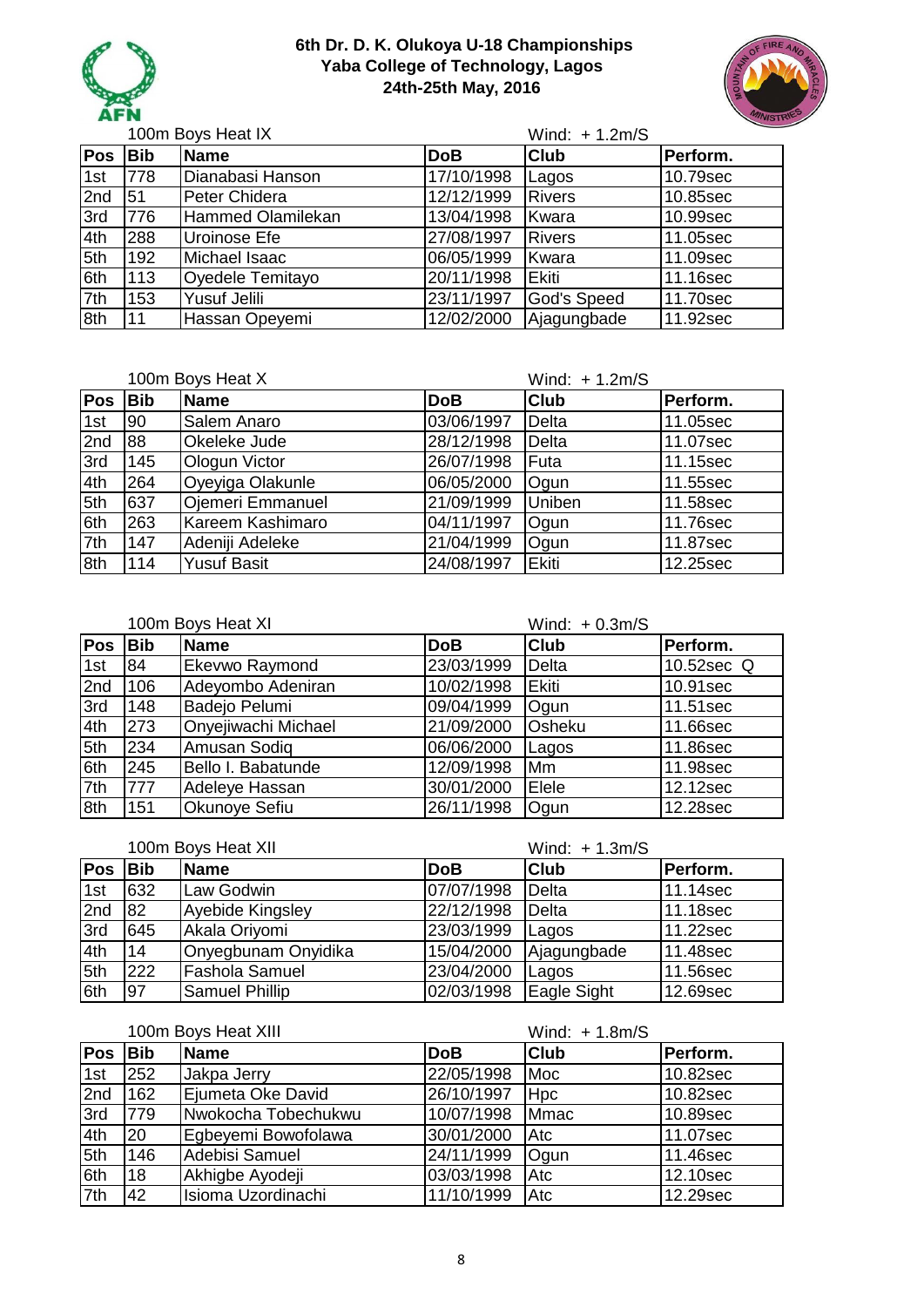## 6th Dr. D. K. Olukoya U-18 Championships
## Yaba College of Technology, Lagos
## 24th-25th May, 2016

100m Boys Heat IX — Wind: + 1.2m/S

| Pos | Bib | Name | DoB | Club | Perform. |
|---|---|---|---|---|---|
| 1st | 778 | Dianabasi Hanson | 17/10/1998 | Lagos | 10.79sec |
| 2nd | 51 | Peter Chidera | 12/12/1999 | Rivers | 10.85sec |
| 3rd | 776 | Hammed Olamilekan | 13/04/1998 | Kwara | 10.99sec |
| 4th | 288 | Uroinose Efe | 27/08/1997 | Rivers | 11.05sec |
| 5th | 192 | Michael Isaac | 06/05/1999 | Kwara | 11.09sec |
| 6th | 113 | Oyedele Temitayo | 20/11/1998 | Ekiti | 11.16sec |
| 7th | 153 | Yusuf Jelili | 23/11/1997 | God's Speed | 11.70sec |
| 8th | 11 | Hassan Opeyemi | 12/02/2000 | Ajagungbade | 11.92sec |

100m Boys Heat X — Wind: + 1.2m/S

| Pos | Bib | Name | DoB | Club | Perform. |
|---|---|---|---|---|---|
| 1st | 90 | Salem Anaro | 03/06/1997 | Delta | 11.05sec |
| 2nd | 88 | Okeleke Jude | 28/12/1998 | Delta | 11.07sec |
| 3rd | 145 | Ologun Victor | 26/07/1998 | Futa | 11.15sec |
| 4th | 264 | Oyeyiga Olakunle | 06/05/2000 | Ogun | 11.55sec |
| 5th | 637 | Ojemeri Emmanuel | 21/09/1999 | Uniben | 11.58sec |
| 6th | 263 | Kareem Kashimaro | 04/11/1997 | Ogun | 11.76sec |
| 7th | 147 | Adeniji Adeleke | 21/04/1999 | Ogun | 11.87sec |
| 8th | 114 | Yusuf Basit | 24/08/1997 | Ekiti | 12.25sec |

100m Boys Heat XI — Wind: + 0.3m/S

| Pos | Bib | Name | DoB | Club | Perform. |
|---|---|---|---|---|---|
| 1st | 84 | Ekevwo Raymond | 23/03/1999 | Delta | 10.52sec Q |
| 2nd | 106 | Adeyombo Adeniran | 10/02/1998 | Ekiti | 10.91sec |
| 3rd | 148 | Badejo Pelumi | 09/04/1999 | Ogun | 11.51sec |
| 4th | 273 | Onyejiwachi Michael | 21/09/2000 | Osheku | 11.66sec |
| 5th | 234 | Amusan Sodiq | 06/06/2000 | Lagos | 11.86sec |
| 6th | 245 | Bello I. Babatunde | 12/09/1998 | Mm | 11.98sec |
| 7th | 777 | Adeleye Hassan | 30/01/2000 | Elele | 12.12sec |
| 8th | 151 | Okunoye Sefiu | 26/11/1998 | Ogun | 12.28sec |

100m Boys Heat XII — Wind: + 1.3m/S

| Pos | Bib | Name | DoB | Club | Perform. |
|---|---|---|---|---|---|
| 1st | 632 | Law Godwin | 07/07/1998 | Delta | 11.14sec |
| 2nd | 82 | Ayebide Kingsley | 22/12/1998 | Delta | 11.18sec |
| 3rd | 645 | Akala Oriyomi | 23/03/1999 | Lagos | 11.22sec |
| 4th | 14 | Onyegbunam Onyidika | 15/04/2000 | Ajagungbade | 11.48sec |
| 5th | 222 | Fashola Samuel | 23/04/2000 | Lagos | 11.56sec |
| 6th | 97 | Samuel Phillip | 02/03/1998 | Eagle Sight | 12.69sec |

100m Boys Heat XIII — Wind: + 1.8m/S

| Pos | Bib | Name | DoB | Club | Perform. |
|---|---|---|---|---|---|
| 1st | 252 | Jakpa Jerry | 22/05/1998 | Moc | 10.82sec |
| 2nd | 162 | Ejumeta Oke David | 26/10/1997 | Hpc | 10.82sec |
| 3rd | 779 | Nwokocha Tobechukwu | 10/07/1998 | Mmac | 10.89sec |
| 4th | 20 | Egbeyemi Bowofolawa | 30/01/2000 | Atc | 11.07sec |
| 5th | 146 | Adebisi Samuel | 24/11/1999 | Ogun | 11.46sec |
| 6th | 18 | Akhigbe Ayodeji | 03/03/1998 | Atc | 12.10sec |
| 7th | 42 | Isioma Uzordinachi | 11/10/1999 | Atc | 12.29sec |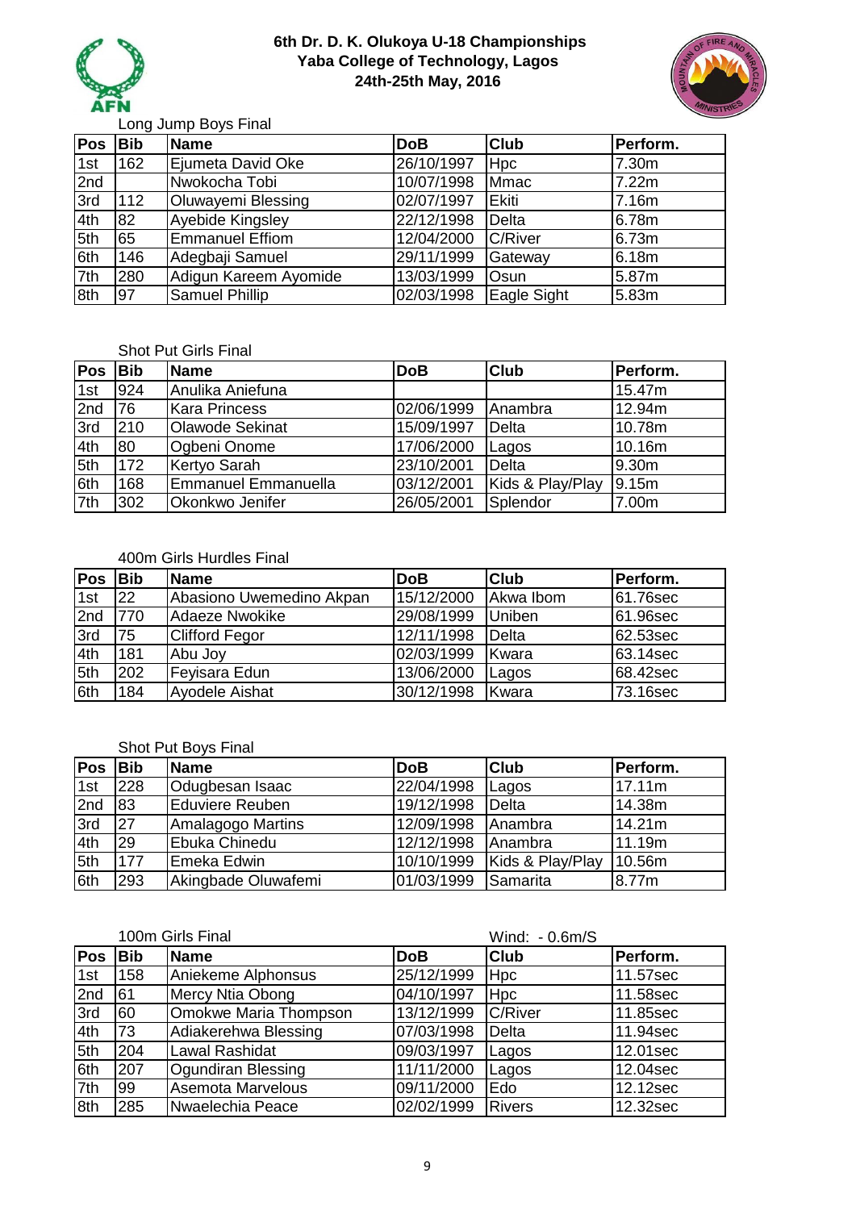# 6th Dr. D. K. Olukoya U-18 Championships
## Yaba College of Technology, Lagos
## 24th-25th May, 2016

### Long Jump Boys Final

| Pos | Bib | Name | DoB | Club | Perform. |
|---|---|---|---|---|---|
| 1st | 162 | Ejumeta David Oke | 26/10/1997 | Hpc | 7.30m |
| 2nd | | Nwokocha Tobi | 10/07/1998 | Mmac | 7.22m |
| 3rd | 112 | Oluwayemi Blessing | 02/07/1997 | Ekiti | 7.16m |
| 4th | 82 | Ayebide Kingsley | 22/12/1998 | Delta | 6.78m |
| 5th | 65 | Emmanuel Effiom | 12/04/2000 | C/River | 6.73m |
| 6th | 146 | Adegbaji Samuel | 29/11/1999 | Gateway | 6.18m |
| 7th | 280 | Adigun Kareem Ayomide | 13/03/1999 | Osun | 5.87m |
| 8th | 97 | Samuel Phillip | 02/03/1998 | Eagle Sight | 5.83m |

### Shot Put Girls Final

| Pos | Bib | Name | DoB | Club | Perform. |
|---|---|---|---|---|---|
| 1st | 924 | Anulika Aniefuna | | | 15.47m |
| 2nd | 76 | Kara Princess | 02/06/1999 | Anambra | 12.94m |
| 3rd | 210 | Olawode Sekinat | 15/09/1997 | Delta | 10.78m |
| 4th | 80 | Ogbeni Onome | 17/06/2000 | Lagos | 10.16m |
| 5th | 172 | Kertyo Sarah | 23/10/2001 | Delta | 9.30m |
| 6th | 168 | Emmanuel Emmanuella | 03/12/2001 | Kids & Play/Play | 9.15m |
| 7th | 302 | Okonkwo Jenifer | 26/05/2001 | Splendor | 7.00m |

### 400m Girls Hurdles Final

| Pos | Bib | Name | DoB | Club | Perform. |
|---|---|---|---|---|---|
| 1st | 22 | Abasiono Uwemedino Akpan | 15/12/2000 | Akwa Ibom | 61.76sec |
| 2nd | 770 | Adaeze Nwokike | 29/08/1999 | Uniben | 61.96sec |
| 3rd | 75 | Clifford Fegor | 12/11/1998 | Delta | 62.53sec |
| 4th | 181 | Abu Joy | 02/03/1999 | Kwara | 63.14sec |
| 5th | 202 | Feyisara Edun | 13/06/2000 | Lagos | 68.42sec |
| 6th | 184 | Ayodele Aishat | 30/12/1998 | Kwara | 73.16sec |

### Shot Put Boys Final

| Pos | Bib | Name | DoB | Club | Perform. |
|---|---|---|---|---|---|
| 1st | 228 | Odugbesan Isaac | 22/04/1998 | Lagos | 17.11m |
| 2nd | 83 | Eduviere Reuben | 19/12/1998 | Delta | 14.38m |
| 3rd | 27 | Amalagogo Martins | 12/09/1998 | Anambra | 14.21m |
| 4th | 29 | Ebuka Chinedu | 12/12/1998 | Anambra | 11.19m |
| 5th | 177 | Emeka Edwin | 10/10/1999 | Kids & Play/Play | 10.56m |
| 6th | 293 | Akingbade Oluwafemi | 01/03/1999 | Samarita | 8.77m |

### 100m Girls Final

Wind: - 0.6m/S

| Pos | Bib | Name | DoB | Club | Perform. |
|---|---|---|---|---|---|
| 1st | 158 | Aniekeme Alphonsus | 25/12/1999 | Hpc | 11.57sec |
| 2nd | 61 | Mercy Ntia Obong | 04/10/1997 | Hpc | 11.58sec |
| 3rd | 60 | Omokwe Maria Thompson | 13/12/1999 | C/River | 11.85sec |
| 4th | 73 | Adiakerehwa Blessing | 07/03/1998 | Delta | 11.94sec |
| 5th | 204 | Lawal Rashidat | 09/03/1997 | Lagos | 12.01sec |
| 6th | 207 | Ogundiran Blessing | 11/11/2000 | Lagos | 12.04sec |
| 7th | 99 | Asemota Marvelous | 09/11/2000 | Edo | 12.12sec |
| 8th | 285 | Nwaelechia Peace | 02/02/1999 | Rivers | 12.32sec |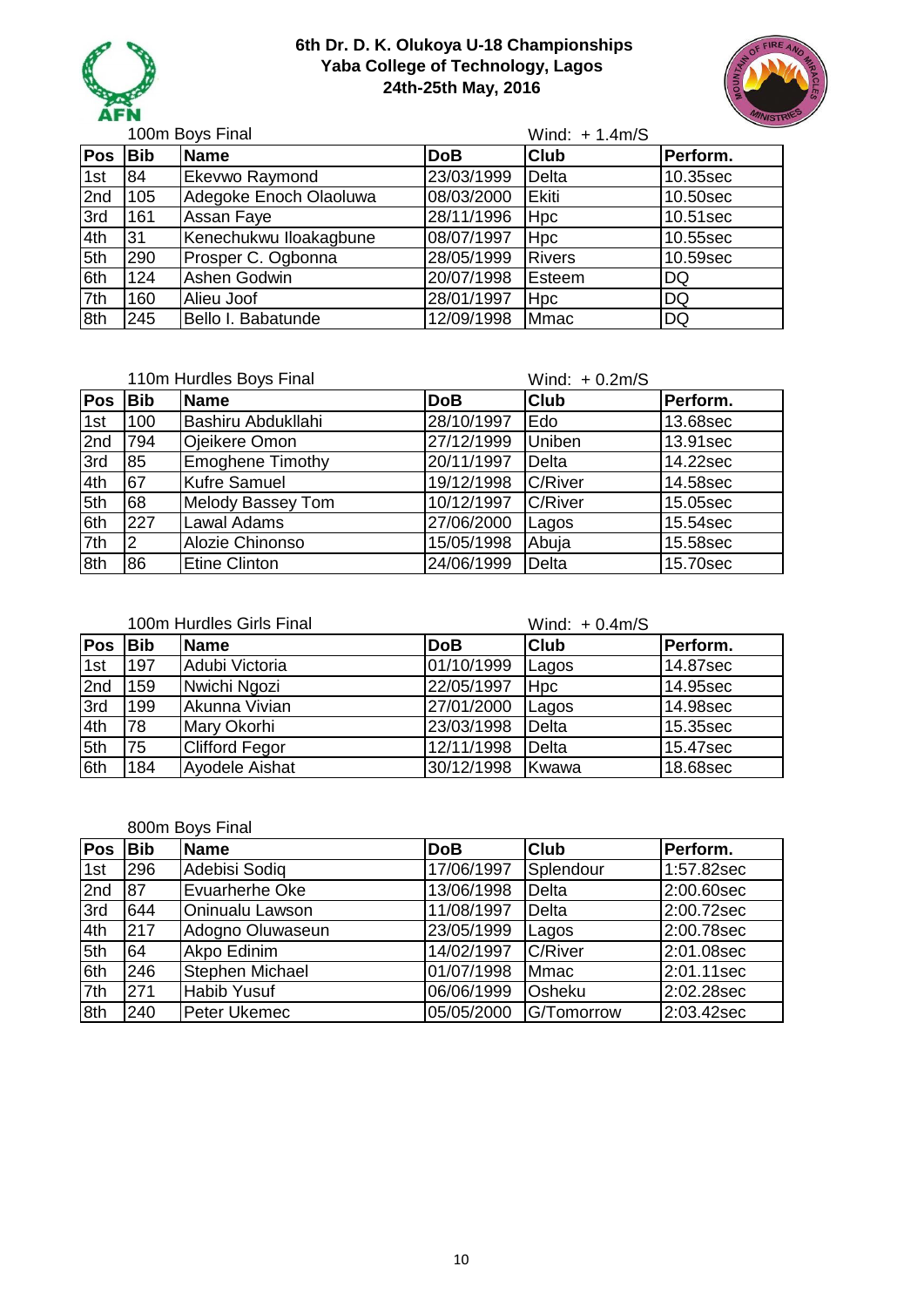# 6th Dr. D. K. Olukoya U-18 Championships
## Yaba College of Technology, Lagos
### 24th-25th May, 2016

100m Boys Final — Wind: + 1.4m/S

| Pos | Bib | Name | DoB | Club | Perform. |
|---|---|---|---|---|---|
| 1st | 84 | Ekevwo Raymond | 23/03/1999 | Delta | 10.35sec |
| 2nd | 105 | Adegoke Enoch Olaoluwa | 08/03/2000 | Ekiti | 10.50sec |
| 3rd | 161 | Assan Faye | 28/11/1996 | Hpc | 10.51sec |
| 4th | 31 | Kenechukwu Iloakagbune | 08/07/1997 | Hpc | 10.55sec |
| 5th | 290 | Prosper C. Ogbonna | 28/05/1999 | Rivers | 10.59sec |
| 6th | 124 | Ashen Godwin | 20/07/1998 | Esteem | DQ |
| 7th | 160 | Alieu Joof | 28/01/1997 | Hpc | DQ |
| 8th | 245 | Bello I. Babatunde | 12/09/1998 | Mmac | DQ |

110m Hurdles Boys Final — Wind: + 0.2m/S

| Pos | Bib | Name | DoB | Club | Perform. |
|---|---|---|---|---|---|
| 1st | 100 | Bashiru Abdukllahi | 28/10/1997 | Edo | 13.68sec |
| 2nd | 794 | Ojeikere Omon | 27/12/1999 | Uniben | 13.91sec |
| 3rd | 85 | Emoghene Timothy | 20/11/1997 | Delta | 14.22sec |
| 4th | 67 | Kufre Samuel | 19/12/1998 | C/River | 14.58sec |
| 5th | 68 | Melody Bassey Tom | 10/12/1997 | C/River | 15.05sec |
| 6th | 227 | Lawal Adams | 27/06/2000 | Lagos | 15.54sec |
| 7th | 2 | Alozie Chinonso | 15/05/1998 | Abuja | 15.58sec |
| 8th | 86 | Etine Clinton | 24/06/1999 | Delta | 15.70sec |

100m Hurdles Girls Final — Wind: + 0.4m/S

| Pos | Bib | Name | DoB | Club | Perform. |
|---|---|---|---|---|---|
| 1st | 197 | Adubi Victoria | 01/10/1999 | Lagos | 14.87sec |
| 2nd | 159 | Nwichi Ngozi | 22/05/1997 | Hpc | 14.95sec |
| 3rd | 199 | Akunna Vivian | 27/01/2000 | Lagos | 14.98sec |
| 4th | 78 | Mary Okorhi | 23/03/1998 | Delta | 15.35sec |
| 5th | 75 | Clifford Fegor | 12/11/1998 | Delta | 15.47sec |
| 6th | 184 | Ayodele Aishat | 30/12/1998 | Kwawa | 18.68sec |

800m Boys Final

| Pos | Bib | Name | DoB | Club | Perform. |
|---|---|---|---|---|---|
| 1st | 296 | Adebisi Sodiq | 17/06/1997 | Splendour | 1:57.82sec |
| 2nd | 87 | Evuarherhe Oke | 13/06/1998 | Delta | 2:00.60sec |
| 3rd | 644 | Oninualu Lawson | 11/08/1997 | Delta | 2:00.72sec |
| 4th | 217 | Adogno Oluwaseun | 23/05/1999 | Lagos | 2:00.78sec |
| 5th | 64 | Akpo Edinim | 14/02/1997 | C/River | 2:01.08sec |
| 6th | 246 | Stephen Michael | 01/07/1998 | Mmac | 2:01.11sec |
| 7th | 271 | Habib Yusuf | 06/06/1999 | Osheku | 2:02.28sec |
| 8th | 240 | Peter Ukemec | 05/05/2000 | G/Tomorrow | 2:03.42sec |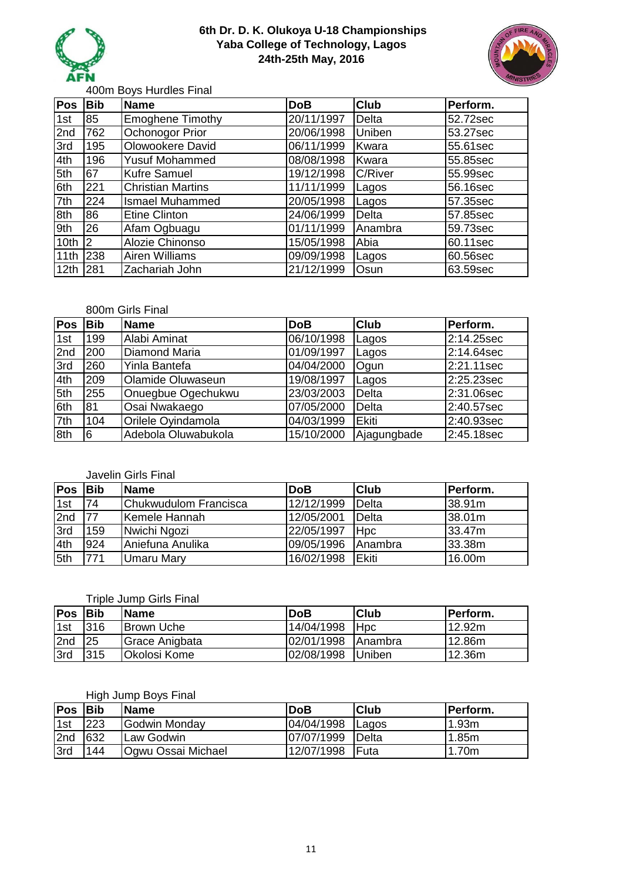**6th Dr. D. K. Olukoya U-18 Championships**
**Yaba College of Technology, Lagos**
**24th-25th May, 2016**

400m Boys Hurdles Final

| Pos | Bib | Name | DoB | Club | Perform. |
|---|---|---|---|---|---|
| 1st | 85 | Emoghene Timothy | 20/11/1997 | Delta | 52.72sec |
| 2nd | 762 | Ochonogor Prior | 20/06/1998 | Uniben | 53.27sec |
| 3rd | 195 | Olowookere David | 06/11/1999 | Kwara | 55.61sec |
| 4th | 196 | Yusuf Mohammed | 08/08/1998 | Kwara | 55.85sec |
| 5th | 67 | Kufre Samuel | 19/12/1998 | C/River | 55.99sec |
| 6th | 221 | Christian Martins | 11/11/1999 | Lagos | 56.16sec |
| 7th | 224 | Ismael Muhammed | 20/05/1998 | Lagos | 57.35sec |
| 8th | 86 | Etine Clinton | 24/06/1999 | Delta | 57.85sec |
| 9th | 26 | Afam Ogbuagu | 01/11/1999 | Anambra | 59.73sec |
| 10th | 2 | Alozie Chinonso | 15/05/1998 | Abia | 60.11sec |
| 11th | 238 | Airen Williams | 09/09/1998 | Lagos | 60.56sec |
| 12th | 281 | Zachariah John | 21/12/1999 | Osun | 63.59sec |

800m Girls Final

| Pos | Bib | Name | DoB | Club | Perform. |
|---|---|---|---|---|---|
| 1st | 199 | Alabi Aminat | 06/10/1998 | Lagos | 2:14.25sec |
| 2nd | 200 | Diamond Maria | 01/09/1997 | Lagos | 2:14.64sec |
| 3rd | 260 | Yinla Bantefa | 04/04/2000 | Ogun | 2:21.11sec |
| 4th | 209 | Olamide Oluwaseun | 19/08/1997 | Lagos | 2:25.23sec |
| 5th | 255 | Onuegbue Ogechukwu | 23/03/2003 | Delta | 2:31.06sec |
| 6th | 81 | Osai Nwakaego | 07/05/2000 | Delta | 2:40.57sec |
| 7th | 104 | Orilele Oyindamola | 04/03/1999 | Ekiti | 2:40.93sec |
| 8th | 6 | Adebola Oluwabukola | 15/10/2000 | Ajagungbade | 2:45.18sec |

Javelin Girls Final

| Pos | Bib | Name | DoB | Club | Perform. |
|---|---|---|---|---|---|
| 1st | 74 | Chukwudulom Francisca | 12/12/1999 | Delta | 38.91m |
| 2nd | 77 | Kemele Hannah | 12/05/2001 | Delta | 38.01m |
| 3rd | 159 | Nwichi Ngozi | 22/05/1997 | Hpc | 33.47m |
| 4th | 924 | Aniefuna Anulika | 09/05/1996 | Anambra | 33.38m |
| 5th | 771 | Umaru Mary | 16/02/1998 | Ekiti | 16.00m |

Triple Jump Girls Final

| Pos | Bib | Name | DoB | Club | Perform. |
|---|---|---|---|---|---|
| 1st | 316 | Brown Uche | 14/04/1998 | Hpc | 12.92m |
| 2nd | 25 | Grace Anigbata | 02/01/1998 | Anambra | 12.86m |
| 3rd | 315 | Okolosi Kome | 02/08/1998 | Uniben | 12.36m |

High Jump Boys Final

| Pos | Bib | Name | DoB | Club | Perform. |
|---|---|---|---|---|---|
| 1st | 223 | Godwin Monday | 04/04/1998 | Lagos | 1.93m |
| 2nd | 632 | Law Godwin | 07/07/1999 | Delta | 1.85m |
| 3rd | 144 | Ogwu Ossai Michael | 12/07/1998 | Futa | 1.70m |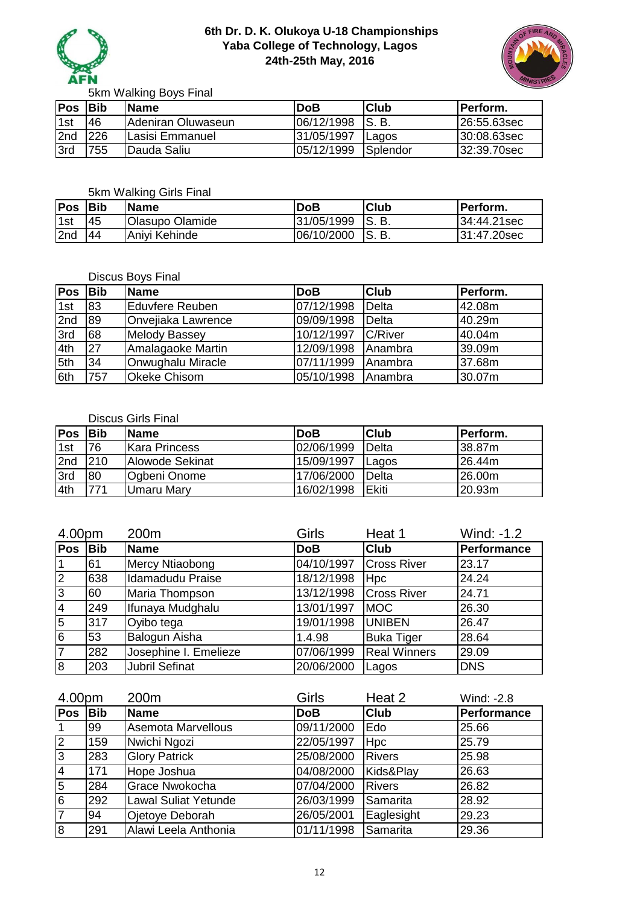**6th Dr. D. K. Olukoya U-18 Championships**
**Yaba College of Technology, Lagos**
**24th-25th May, 2016**

5km Walking Boys Final

| Pos | Bib | Name | DoB | Club | Perform. |
|---|---|---|---|---|---|
| 1st | 46 | Adeniran Oluwaseun | 06/12/1998 | S. B. | 26:55.63sec |
| 2nd | 226 | Lasisi Emmanuel | 31/05/1997 | Lagos | 30:08.63sec |
| 3rd | 755 | Dauda Saliu | 05/12/1999 | Splendor | 32:39.70sec |

5km Walking Girls Final

| Pos | Bib | Name | DoB | Club | Perform. |
|---|---|---|---|---|---|
| 1st | 45 | Olasupo Olamide | 31/05/1999 | S. B. | 34:44.21sec |
| 2nd | 44 | Aniyi Kehinde | 06/10/2000 | S. B. | 31:47.20sec |

Discus Boys Final

| Pos | Bib | Name | DoB | Club | Perform. |
|---|---|---|---|---|---|
| 1st | 83 | Eduvfere Reuben | 07/12/1998 | Delta | 42.08m |
| 2nd | 89 | Onvejiaka Lawrence | 09/09/1998 | Delta | 40.29m |
| 3rd | 68 | Melody Bassey | 10/12/1997 | C/River | 40.04m |
| 4th | 27 | Amalagaoke Martin | 12/09/1998 | Anambra | 39.09m |
| 5th | 34 | Onwughalu Miracle | 07/11/1999 | Anambra | 37.68m |
| 6th | 757 | Okeke Chisom | 05/10/1998 | Anambra | 30.07m |

Discus Girls Final

| Pos | Bib | Name | DoB | Club | Perform. |
|---|---|---|---|---|---|
| 1st | 76 | Kara Princess | 02/06/1999 | Delta | 38.87m |
| 2nd | 210 | Alowode Sekinat | 15/09/1997 | Lagos | 26.44m |
| 3rd | 80 | Ogbeni Onome | 17/06/2000 | Delta | 26.00m |
| 4th | 771 | Umaru Mary | 16/02/1998 | Ekiti | 20.93m |

4.00pm 200m Girls Heat 1 Wind: -1.2

| Pos | Bib | Name | DoB | Club | Performance |
|---|---|---|---|---|---|
| 1 | 61 | Mercy Ntiaobong | 04/10/1997 | Cross River | 23.17 |
| 2 | 638 | Idamadudu Praise | 18/12/1998 | Hpc | 24.24 |
| 3 | 60 | Maria Thompson | 13/12/1998 | Cross River | 24.71 |
| 4 | 249 | Ifunaya Mudghalu | 13/01/1997 | MOC | 26.30 |
| 5 | 317 | Oyibo tega | 19/01/1998 | UNIBEN | 26.47 |
| 6 | 53 | Balogun Aisha | 1.4.98 | Buka Tiger | 28.64 |
| 7 | 282 | Josephine I. Emelieze | 07/06/1999 | Real Winners | 29.09 |
| 8 | 203 | Jubril Sefinat | 20/06/2000 | Lagos | DNS |

4.00pm 200m Girls Heat 2 Wind: -2.8

| Pos | Bib | Name | DoB | Club | Performance |
|---|---|---|---|---|---|
| 1 | 99 | Asemota Marvellous | 09/11/2000 | Edo | 25.66 |
| 2 | 159 | Nwichi Ngozi | 22/05/1997 | Hpc | 25.79 |
| 3 | 283 | Glory Patrick | 25/08/2000 | Rivers | 25.98 |
| 4 | 171 | Hope Joshua | 04/08/2000 | Kids&Play | 26.63 |
| 5 | 284 | Grace Nwokocha | 07/04/2000 | Rivers | 26.82 |
| 6 | 292 | Lawal Suliat Yetunde | 26/03/1999 | Samarita | 28.92 |
| 7 | 94 | Ojetoye Deborah | 26/05/2001 | Eaglesight | 29.23 |
| 8 | 291 | Alawi Leela Anthonia | 01/11/1998 | Samarita | 29.36 |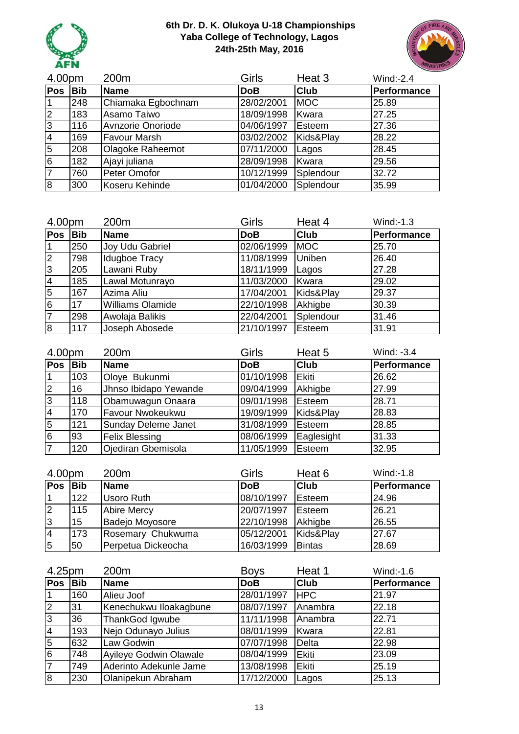**6th Dr. D. K. Olukoya U-18 Championships**
**Yaba College of Technology, Lagos**
**24th-25th May, 2016**

| 4.00pm | | 200m | Girls | Heat 3 | Wind:-2.4 |
|---|---|---|---|---|---|
| **Pos** | **Bib** | **Name** | **DoB** | **Club** | **Performance** |
| 1 | 248 | Chiamaka Egbochnam | 28/02/2001 | MOC | 25.89 |
| 2 | 183 | Asamo Taiwo | 18/09/1998 | Kwara | 27.25 |
| 3 | 116 | Avnzorie Onoriode | 04/06/1997 | Esteem | 27.36 |
| 4 | 169 | Favour Marsh | 03/02/2002 | Kids&Play | 28.22 |
| 5 | 208 | Olagoke Raheemot | 07/11/2000 | Lagos | 28.45 |
| 6 | 182 | Ajayi juliana | 28/09/1998 | Kwara | 29.56 |
| 7 | 760 | Peter Omofor | 10/12/1999 | Splendour | 32.72 |
| 8 | 300 | Koseru Kehinde | 01/04/2000 | Splendour | 35.99 |

| 4.00pm | | 200m | Girls | Heat 4 | Wind:-1.3 |
|---|---|---|---|---|---|
| **Pos** | **Bib** | **Name** | **DoB** | **Club** | **Performance** |
| 1 | 250 | Joy Udu Gabriel | 02/06/1999 | MOC | 25.70 |
| 2 | 798 | Idugboe Tracy | 11/08/1999 | Uniben | 26.40 |
| 3 | 205 | Lawani Ruby | 18/11/1999 | Lagos | 27.28 |
| 4 | 185 | Lawal Motunrayo | 11/03/2000 | Kwara | 29.02 |
| 5 | 167 | Azima Aliu | 17/04/2001 | Kids&Play | 29.37 |
| 6 | 17 | Williams Olamide | 22/10/1998 | Akhigbe | 30.39 |
| 7 | 298 | Awolaja Balikis | 22/04/2001 | Splendour | 31.46 |
| 8 | 117 | Joseph Abosede | 21/10/1997 | Esteem | 31.91 |

| 4.00pm | | 200m | Girls | Heat 5 | Wind: -3.4 |
|---|---|---|---|---|---|
| **Pos** | **Bib** | **Name** | **DoB** | **Club** | **Performance** |
| 1 | 103 | Oloye Bukunmi | 01/10/1998 | Ekiti | 26.62 |
| 2 | 16 | Jhnso Ibidapo Yewande | 09/04/1999 | Akhigbe | 27.99 |
| 3 | 118 | Obamuwagun Onaara | 09/01/1998 | Esteem | 28.71 |
| 4 | 170 | Favour Nwokeukwu | 19/09/1999 | Kids&Play | 28.83 |
| 5 | 121 | Sunday Deleme Janet | 31/08/1999 | Esteem | 28.85 |
| 6 | 93 | Felix Blessing | 08/06/1999 | Eaglesight | 31.33 |
| 7 | 120 | Ojediran Gbemisola | 11/05/1999 | Esteem | 32.95 |

| 4.00pm | | 200m | Girls | Heat 6 | Wind:-1.8 |
|---|---|---|---|---|---|
| **Pos** | **Bib** | **Name** | **DoB** | **Club** | **Performance** |
| 1 | 122 | Usoro Ruth | 08/10/1997 | Esteem | 24.96 |
| 2 | 115 | Abire Mercy | 20/07/1997 | Esteem | 26.21 |
| 3 | 15 | Badejo Moyosore | 22/10/1998 | Akhigbe | 26.55 |
| 4 | 173 | Rosemary Chukwuma | 05/12/2001 | Kids&Play | 27.67 |
| 5 | 50 | Perpetua Dickeocha | 16/03/1999 | Bintas | 28.69 |

| 4.25pm | | 200m | Boys | Heat 1 | Wind:-1.6 |
|---|---|---|---|---|---|
| **Pos** | **Bib** | **Name** | **DoB** | **Club** | **Performance** |
| 1 | 160 | Alieu Joof | 28/01/1997 | HPC | 21.97 |
| 2 | 31 | Kenechukwu Iloakagbune | 08/07/1997 | Anambra | 22.18 |
| 3 | 36 | ThankGod Igwube | 11/11/1998 | Anambra | 22.71 |
| 4 | 193 | Nejo Odunayo Julius | 08/01/1999 | Kwara | 22.81 |
| 5 | 632 | Law Godwin | 07/07/1998 | Delta | 22.98 |
| 6 | 748 | Ayileye Godwin Olawale | 08/04/1999 | Ekiti | 23.09 |
| 7 | 749 | Aderinto Adekunle Jame | 13/08/1998 | Ekiti | 25.19 |
| 8 | 230 | Olanipekun Abraham | 17/12/2000 | Lagos | 25.13 |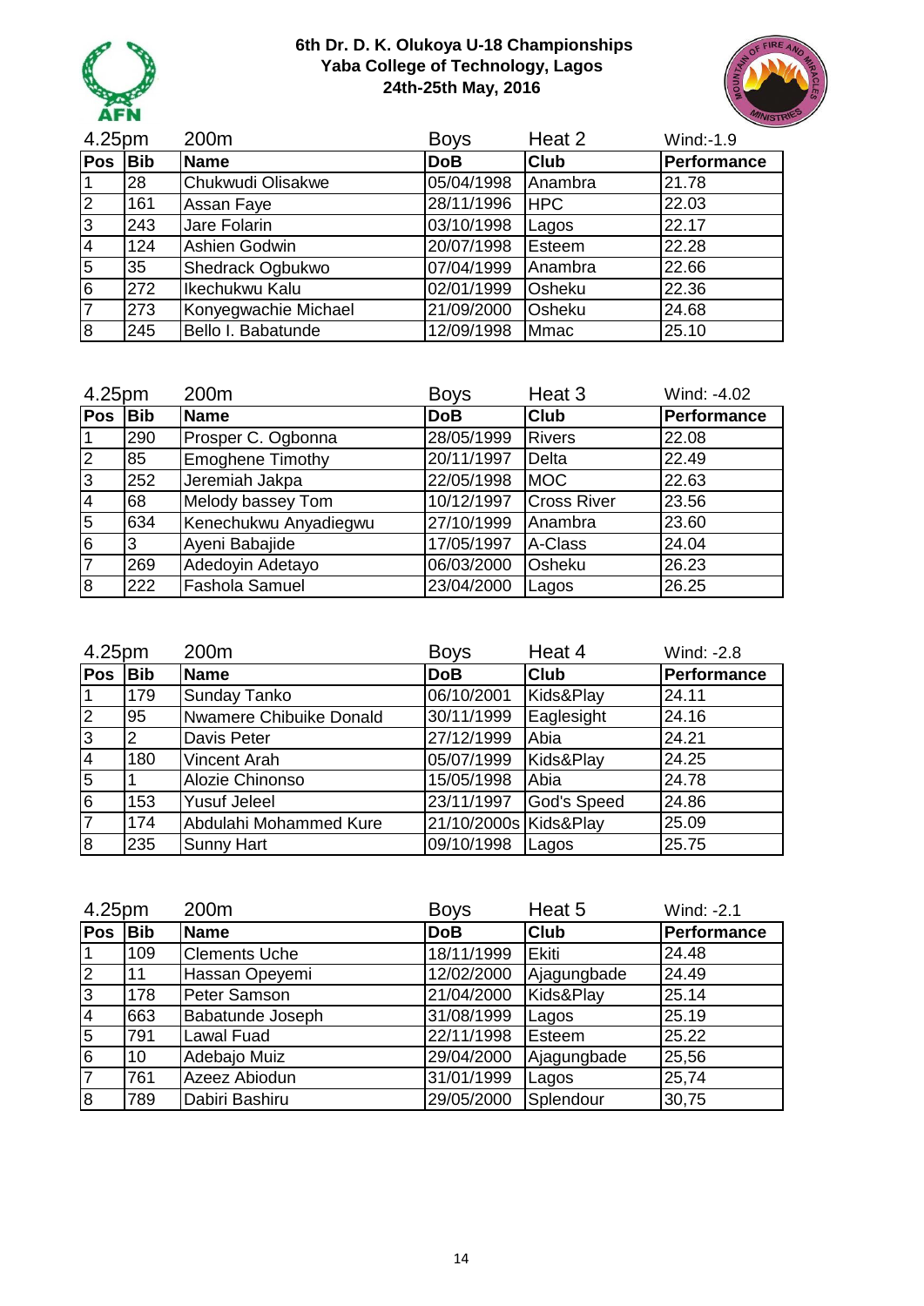# 6th Dr. D. K. Olukoya U-18 Championships
## Yaba College of Technology, Lagos
## 24th-25th May, 2016

4.25pm — 200m — Boys — Heat 2 — Wind:-1.9

| Pos | Bib | Name | DoB | Club | Performance |
|---|---|---|---|---|---|
| 1 | 28 | Chukwudi Olisakwe | 05/04/1998 | Anambra | 21.78 |
| 2 | 161 | Assan Faye | 28/11/1996 | HPC | 22.03 |
| 3 | 243 | Jare Folarin | 03/10/1998 | Lagos | 22.17 |
| 4 | 124 | Ashien Godwin | 20/07/1998 | Esteem | 22.28 |
| 5 | 35 | Shedrack Ogbukwo | 07/04/1999 | Anambra | 22.66 |
| 6 | 272 | Ikechukwu Kalu | 02/01/1999 | Osheku | 22.36 |
| 7 | 273 | Konyegwachie Michael | 21/09/2000 | Osheku | 24.68 |
| 8 | 245 | Bello I. Babatunde | 12/09/1998 | Mmac | 25.10 |

4.25pm — 200m — Boys — Heat 3 — Wind: -4.02

| Pos | Bib | Name | DoB | Club | Performance |
|---|---|---|---|---|---|
| 1 | 290 | Prosper C. Ogbonna | 28/05/1999 | Rivers | 22.08 |
| 2 | 85 | Emoghene Timothy | 20/11/1997 | Delta | 22.49 |
| 3 | 252 | Jeremiah Jakpa | 22/05/1998 | MOC | 22.63 |
| 4 | 68 | Melody bassey Tom | 10/12/1997 | Cross River | 23.56 |
| 5 | 634 | Kenechukwu Anyadiegwu | 27/10/1999 | Anambra | 23.60 |
| 6 | 3 | Ayeni Babajide | 17/05/1997 | A-Class | 24.04 |
| 7 | 269 | Adedoyin Adetayo | 06/03/2000 | Osheku | 26.23 |
| 8 | 222 | Fashola Samuel | 23/04/2000 | Lagos | 26.25 |

4.25pm — 200m — Boys — Heat 4 — Wind: -2.8

| Pos | Bib | Name | DoB | Club | Performance |
|---|---|---|---|---|---|
| 1 | 179 | Sunday Tanko | 06/10/2001 | Kids&Play | 24.11 |
| 2 | 95 | Nwamere Chibuike Donald | 30/11/1999 | Eaglesight | 24.16 |
| 3 | 2 | Davis Peter | 27/12/1999 | Abia | 24.21 |
| 4 | 180 | Vincent Arah | 05/07/1999 | Kids&Play | 24.25 |
| 5 | 1 | Alozie Chinonso | 15/05/1998 | Abia | 24.78 |
| 6 | 153 | Yusuf Jeleel | 23/11/1997 | God's Speed | 24.86 |
| 7 | 174 | Abdulahi Mohammed Kure | 21/10/2000s | Kids&Play | 25.09 |
| 8 | 235 | Sunny Hart | 09/10/1998 | Lagos | 25.75 |

4.25pm — 200m — Boys — Heat 5 — Wind: -2.1

| Pos | Bib | Name | DoB | Club | Performance |
|---|---|---|---|---|---|
| 1 | 109 | Clements Uche | 18/11/1999 | Ekiti | 24.48 |
| 2 | 11 | Hassan Opeyemi | 12/02/2000 | Ajagungbade | 24.49 |
| 3 | 178 | Peter Samson | 21/04/2000 | Kids&Play | 25.14 |
| 4 | 663 | Babatunde Joseph | 31/08/1999 | Lagos | 25.19 |
| 5 | 791 | Lawal Fuad | 22/11/1998 | Esteem | 25.22 |
| 6 | 10 | Adebajo Muiz | 29/04/2000 | Ajagungbade | 25,56 |
| 7 | 761 | Azeez Abiodun | 31/01/1999 | Lagos | 25,74 |
| 8 | 789 | Dabiri Bashiru | 29/05/2000 | Splendour | 30,75 |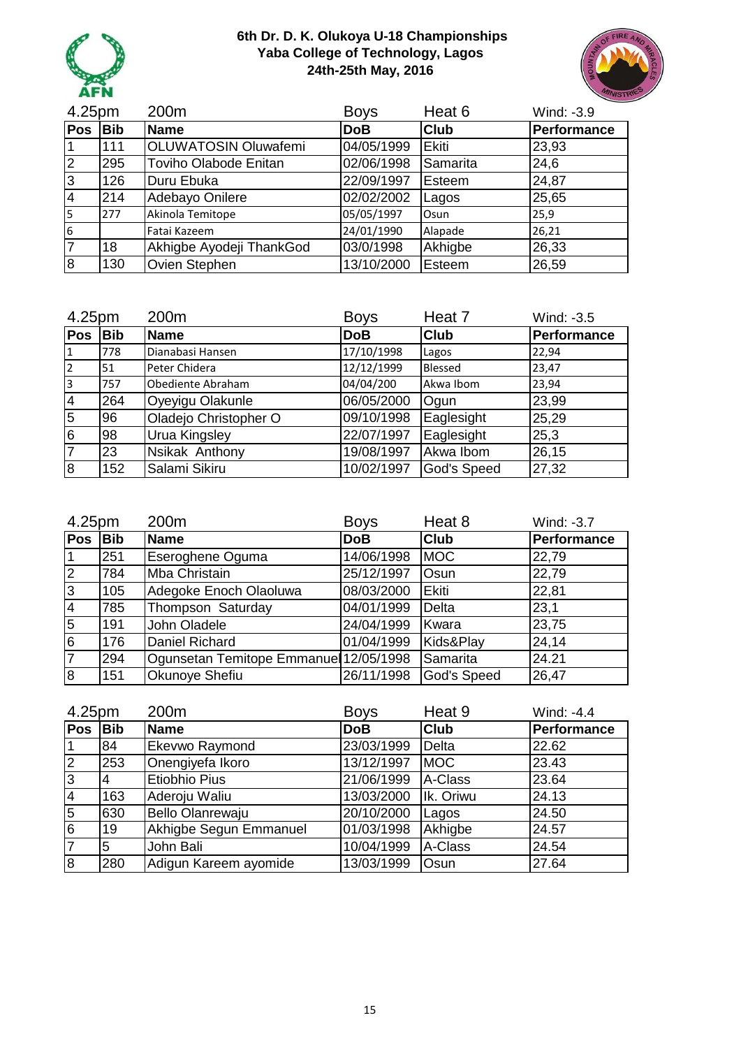**6th Dr. D. K. Olukoya U-18 Championships**
**Yaba College of Technology, Lagos**
**24th-25th May, 2016**

| 4.25pm | | 200m | Boys | Heat 6 | Wind: -3.9 |
|---|---|---|---|---|---|
| **Pos** | **Bib** | **Name** | **DoB** | **Club** | **Performance** |
| 1 | 111 | OLUWATOSIN Oluwafemi | 04/05/1999 | Ekiti | 23,93 |
| 2 | 295 | Toviho Olabode Enitan | 02/06/1998 | Samarita | 24,6 |
| 3 | 126 | Duru Ebuka | 22/09/1997 | Esteem | 24,87 |
| 4 | 214 | Adebayo Onilere | 02/02/2002 | Lagos | 25,65 |
| 5 | 277 | Akinola Temitope | 05/05/1997 | Osun | 25,9 |
| 6 | | Fatai Kazeem | 24/01/1990 | Alapade | 26,21 |
| 7 | 18 | Akhigbe Ayodeji ThankGod | 03/0/1998 | Akhigbe | 26,33 |
| 8 | 130 | Ovien Stephen | 13/10/2000 | Esteem | 26,59 |

| 4.25pm | | 200m | Boys | Heat 7 | Wind: -3.5 |
|---|---|---|---|---|---|
| **Pos** | **Bib** | **Name** | **DoB** | **Club** | **Performance** |
| 1 | 778 | Dianabasi Hansen | 17/10/1998 | Lagos | 22,94 |
| 2 | 51 | Peter Chidera | 12/12/1999 | Blessed | 23,47 |
| 3 | 757 | Obediente Abraham | 04/04/200 | Akwa Ibom | 23,94 |
| 4 | 264 | Oyeyigu Olakunle | 06/05/2000 | Ogun | 23,99 |
| 5 | 96 | Oladejo Christopher O | 09/10/1998 | Eaglesight | 25,29 |
| 6 | 98 | Urua Kingsley | 22/07/1997 | Eaglesight | 25,3 |
| 7 | 23 | Nsikak Anthony | 19/08/1997 | Akwa Ibom | 26,15 |
| 8 | 152 | Salami Sikiru | 10/02/1997 | God's Speed | 27,32 |

| 4.25pm | | 200m | Boys | Heat 8 | Wind: -3.7 |
|---|---|---|---|---|---|
| **Pos** | **Bib** | **Name** | **DoB** | **Club** | **Performance** |
| 1 | 251 | Eseroghene Oguma | 14/06/1998 | MOC | 22,79 |
| 2 | 784 | Mba Christain | 25/12/1997 | Osun | 22,79 |
| 3 | 105 | Adegoke Enoch Olaoluwa | 08/03/2000 | Ekiti | 22,81 |
| 4 | 785 | Thompson Saturday | 04/01/1999 | Delta | 23,1 |
| 5 | 191 | John Oladele | 24/04/1999 | Kwara | 23,75 |
| 6 | 176 | Daniel Richard | 01/04/1999 | Kids&Play | 24,14 |
| 7 | 294 | Ogunsetan Temitope Emmanuel | 12/05/1998 | Samarita | 24.21 |
| 8 | 151 | Okunoye Shefiu | 26/11/1998 | God's Speed | 26,47 |

| 4.25pm | | 200m | Boys | Heat 9 | Wind: -4.4 |
|---|---|---|---|---|---|
| **Pos** | **Bib** | **Name** | **DoB** | **Club** | **Performance** |
| 1 | 84 | Ekevwo Raymond | 23/03/1999 | Delta | 22.62 |
| 2 | 253 | Onengiyefa Ikoro | 13/12/1997 | MOC | 23.43 |
| 3 | 4 | Etiobhio Pius | 21/06/1999 | A-Class | 23.64 |
| 4 | 163 | Aderoju Waliu | 13/03/2000 | Ik. Oriwu | 24.13 |
| 5 | 630 | Bello Olanrewaju | 20/10/2000 | Lagos | 24.50 |
| 6 | 19 | Akhigbe Segun Emmanuel | 01/03/1998 | Akhigbe | 24.57 |
| 7 | 5 | John Bali | 10/04/1999 | A-Class | 24.54 |
| 8 | 280 | Adigun Kareem ayomide | 13/03/1999 | Osun | 27.64 |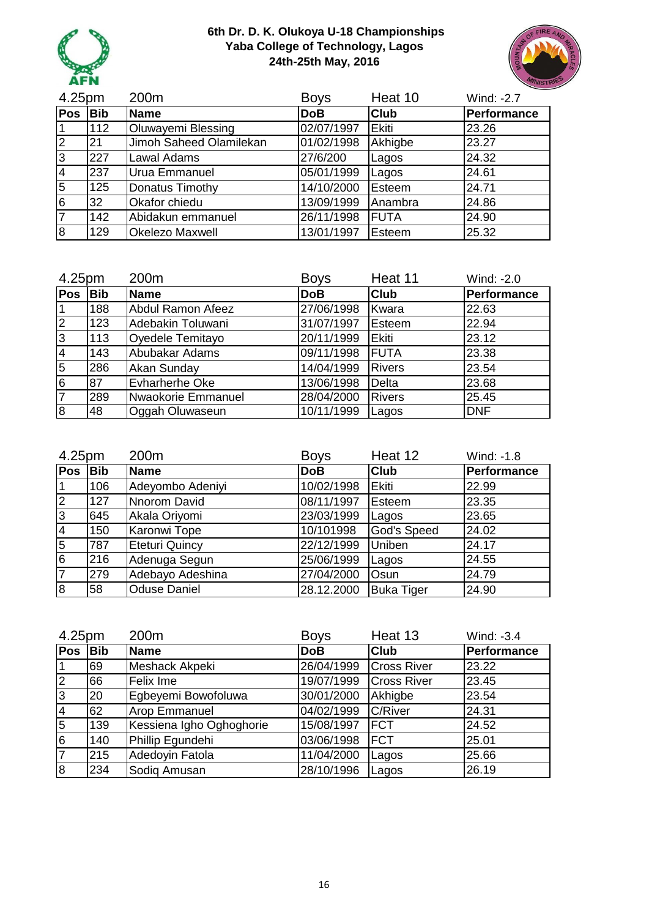**6th Dr. D. K. Olukoya U-18 Championships**
**Yaba College of Technology, Lagos**
**24th-25th May, 2016**

| 4.25pm | | 200m | Boys | Heat 10 | Wind: -2.7 |
|---|---|---|---|---|---|
| **Pos** | **Bib** | **Name** | **DoB** | **Club** | **Performance** |
| 1 | 112 | Oluwayemi Blessing | 02/07/1997 | Ekiti | 23.26 |
| 2 | 21 | Jimoh Saheed Olamilekan | 01/02/1998 | Akhigbe | 23.27 |
| 3 | 227 | Lawal Adams | 27/6/200 | Lagos | 24.32 |
| 4 | 237 | Urua Emmanuel | 05/01/1999 | Lagos | 24.61 |
| 5 | 125 | Donatus Timothy | 14/10/2000 | Esteem | 24.71 |
| 6 | 32 | Okafor chiedu | 13/09/1999 | Anambra | 24.86 |
| 7 | 142 | Abidakun emmanuel | 26/11/1998 | FUTA | 24.90 |
| 8 | 129 | Okelezo Maxwell | 13/01/1997 | Esteem | 25.32 |

| 4.25pm | | 200m | Boys | Heat 11 | Wind: -2.0 |
|---|---|---|---|---|---|
| **Pos** | **Bib** | **Name** | **DoB** | **Club** | **Performance** |
| 1 | 188 | Abdul Ramon Afeez | 27/06/1998 | Kwara | 22.63 |
| 2 | 123 | Adebakin Toluwani | 31/07/1997 | Esteem | 22.94 |
| 3 | 113 | Oyedele Temitayo | 20/11/1999 | Ekiti | 23.12 |
| 4 | 143 | Abubakar Adams | 09/11/1998 | FUTA | 23.38 |
| 5 | 286 | Akan Sunday | 14/04/1999 | Rivers | 23.54 |
| 6 | 87 | Evharherhe Oke | 13/06/1998 | Delta | 23.68 |
| 7 | 289 | Nwaokorie Emmanuel | 28/04/2000 | Rivers | 25.45 |
| 8 | 48 | Oggah Oluwaseun | 10/11/1999 | Lagos | DNF |

| 4.25pm | | 200m | Boys | Heat 12 | Wind: -1.8 |
|---|---|---|---|---|---|
| **Pos** | **Bib** | **Name** | **DoB** | **Club** | **Performance** |
| 1 | 106 | Adeyombo Adeniyi | 10/02/1998 | Ekiti | 22.99 |
| 2 | 127 | Nnorom David | 08/11/1997 | Esteem | 23.35 |
| 3 | 645 | Akala Oriyomi | 23/03/1999 | Lagos | 23.65 |
| 4 | 150 | Karonwi Tope | 10/101998 | God's Speed | 24.02 |
| 5 | 787 | Eteturi Quincy | 22/12/1999 | Uniben | 24.17 |
| 6 | 216 | Adenuga Segun | 25/06/1999 | Lagos | 24.55 |
| 7 | 279 | Adebayo Adeshina | 27/04/2000 | Osun | 24.79 |
| 8 | 58 | Oduse Daniel | 28.12.2000 | Buka Tiger | 24.90 |

| 4.25pm | | 200m | Boys | Heat 13 | Wind: -3.4 |
|---|---|---|---|---|---|
| **Pos** | **Bib** | **Name** | **DoB** | **Club** | **Performance** |
| 1 | 69 | Meshack Akpeki | 26/04/1999 | Cross River | 23.22 |
| 2 | 66 | Felix Ime | 19/07/1999 | Cross River | 23.45 |
| 3 | 20 | Egbeyemi Bowofoluwa | 30/01/2000 | Akhigbe | 23.54 |
| 4 | 62 | Arop Emmanuel | 04/02/1999 | C/River | 24.31 |
| 5 | 139 | Kessiena Igho Oghoghorie | 15/08/1997 | FCT | 24.52 |
| 6 | 140 | Phillip Egundehi | 03/06/1998 | FCT | 25.01 |
| 7 | 215 | Adedoyin Fatola | 11/04/2000 | Lagos | 25.66 |
| 8 | 234 | Sodiq Amusan | 28/10/1996 | Lagos | 26.19 |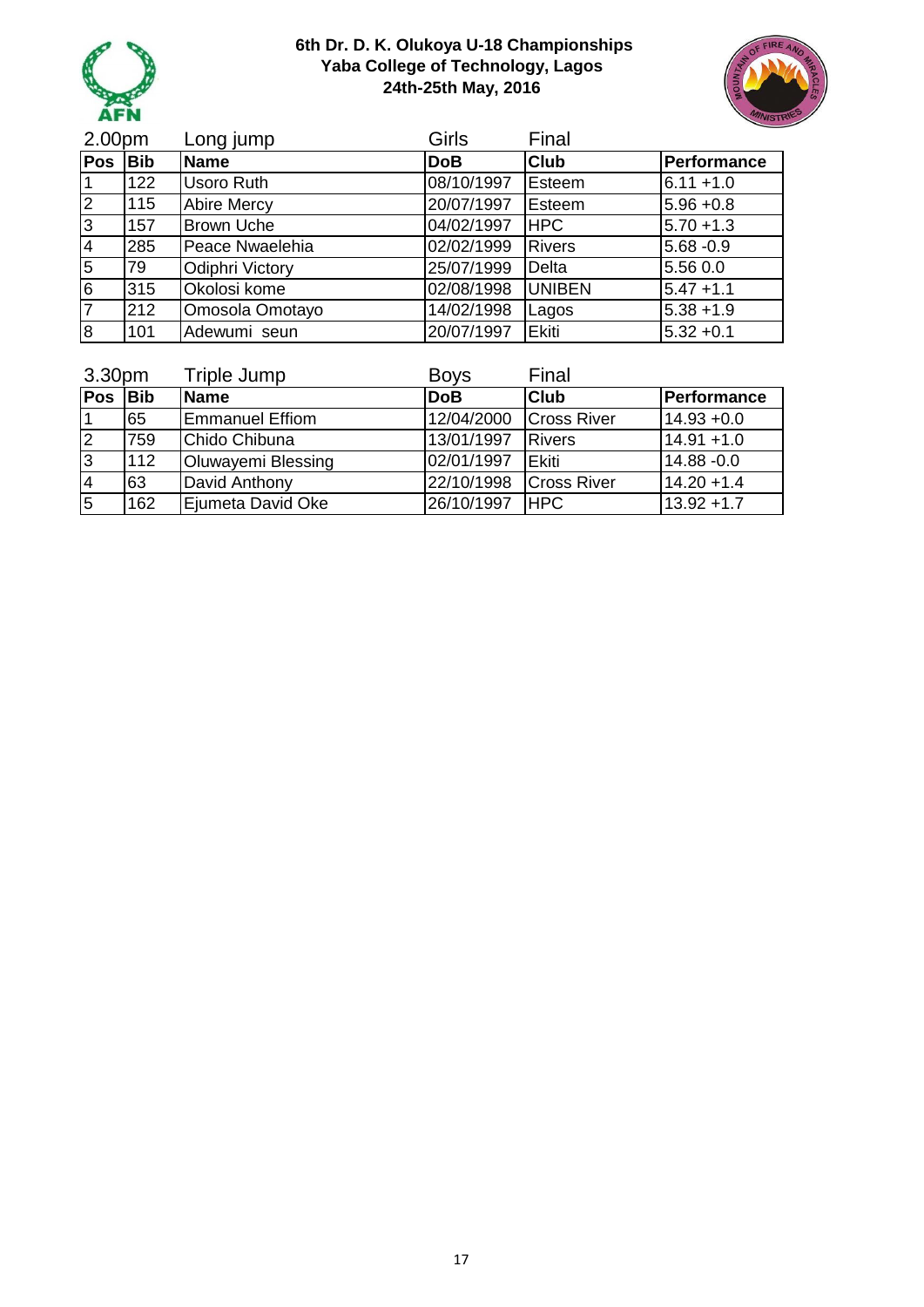**6th Dr. D. K. Olukoya U-18 Championships**
**Yaba College of Technology, Lagos**
**24th-25th May, 2016**

2.00pm Long jump Girls Final

| Pos | Bib | Name | DoB | Club | Performance |
|---|---|---|---|---|---|
| 1 | 122 | Usoro Ruth | 08/10/1997 | Esteem | 6.11 +1.0 |
| 2 | 115 | Abire Mercy | 20/07/1997 | Esteem | 5.96 +0.8 |
| 3 | 157 | Brown Uche | 04/02/1997 | HPC | 5.70 +1.3 |
| 4 | 285 | Peace Nwaelehia | 02/02/1999 | Rivers | 5.68 -0.9 |
| 5 | 79 | Odiphri Victory | 25/07/1999 | Delta | 5.56 0.0 |
| 6 | 315 | Okolosi kome | 02/08/1998 | UNIBEN | 5.47 +1.1 |
| 7 | 212 | Omosola Omotayo | 14/02/1998 | Lagos | 5.38 +1.9 |
| 8 | 101 | Adewumi seun | 20/07/1997 | Ekiti | 5.32 +0.1 |

3.30pm Triple Jump Boys Final

| Pos | Bib | Name | DoB | Club | Performance |
|---|---|---|---|---|---|
| 1 | 65 | Emmanuel Effiom | 12/04/2000 | Cross River | 14.93 +0.0 |
| 2 | 759 | Chido Chibuna | 13/01/1997 | Rivers | 14.91 +1.0 |
| 3 | 112 | Oluwayemi Blessing | 02/01/1997 | Ekiti | 14.88 -0.0 |
| 4 | 63 | David Anthony | 22/10/1998 | Cross River | 14.20 +1.4 |
| 5 | 162 | Ejumeta David Oke | 26/10/1997 | HPC | 13.92 +1.7 |